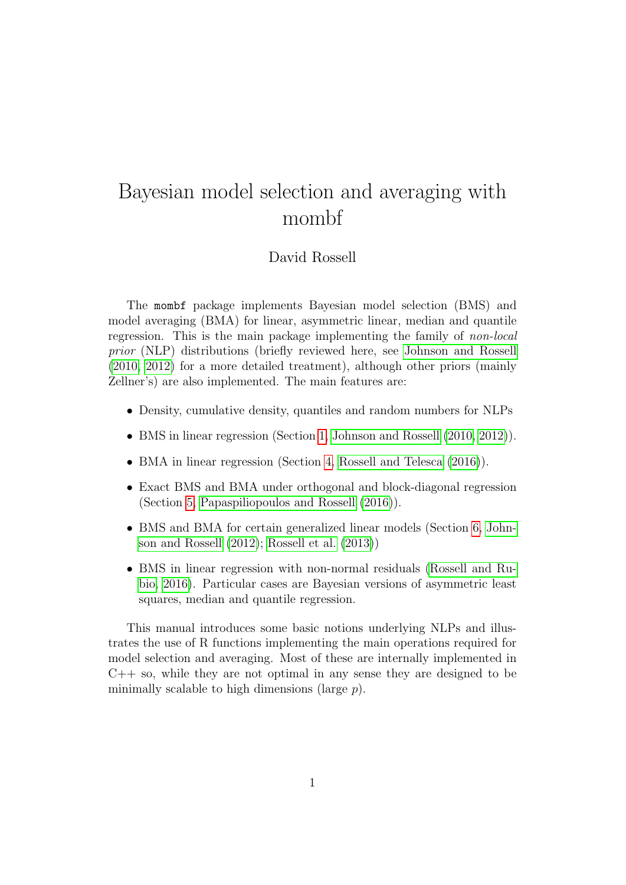# Bayesian model selection and averaging with mombf

David Rossell

The `mombf` package implements Bayesian model selection (BMS) and model averaging (BMA) for linear, asymmetric linear, median and quantile regression. This is the main package implementing the family of *non-local prior* (NLP) distributions (briefly reviewed here, see Johnson and Rossell (2010, 2012) for a more detailed treatment), although other priors (mainly Zellner's) are also implemented. The main features are:

- Density, cumulative density, quantiles and random numbers for NLPs
- BMS in linear regression (Section 1, Johnson and Rossell (2010, 2012)).
- BMA in linear regression (Section 4, Rossell and Telesca (2016)).
- Exact BMS and BMA under orthogonal and block-diagonal regression (Section 5, Papaspiliopoulos and Rossell (2016)).
- BMS and BMA for certain generalized linear models (Section 6, Johnson and Rossell (2012); Rossell et al. (2013))
- BMS in linear regression with non-normal residuals (Rossell and Rubio, 2016). Particular cases are Bayesian versions of asymmetric least squares, median and quantile regression.

This manual introduces some basic notions underlying NLPs and illustrates the use of R functions implementing the main operations required for model selection and averaging. Most of these are internally implemented in C++ so, while they are not optimal in any sense they are designed to be minimally scalable to high dimensions (large $p$).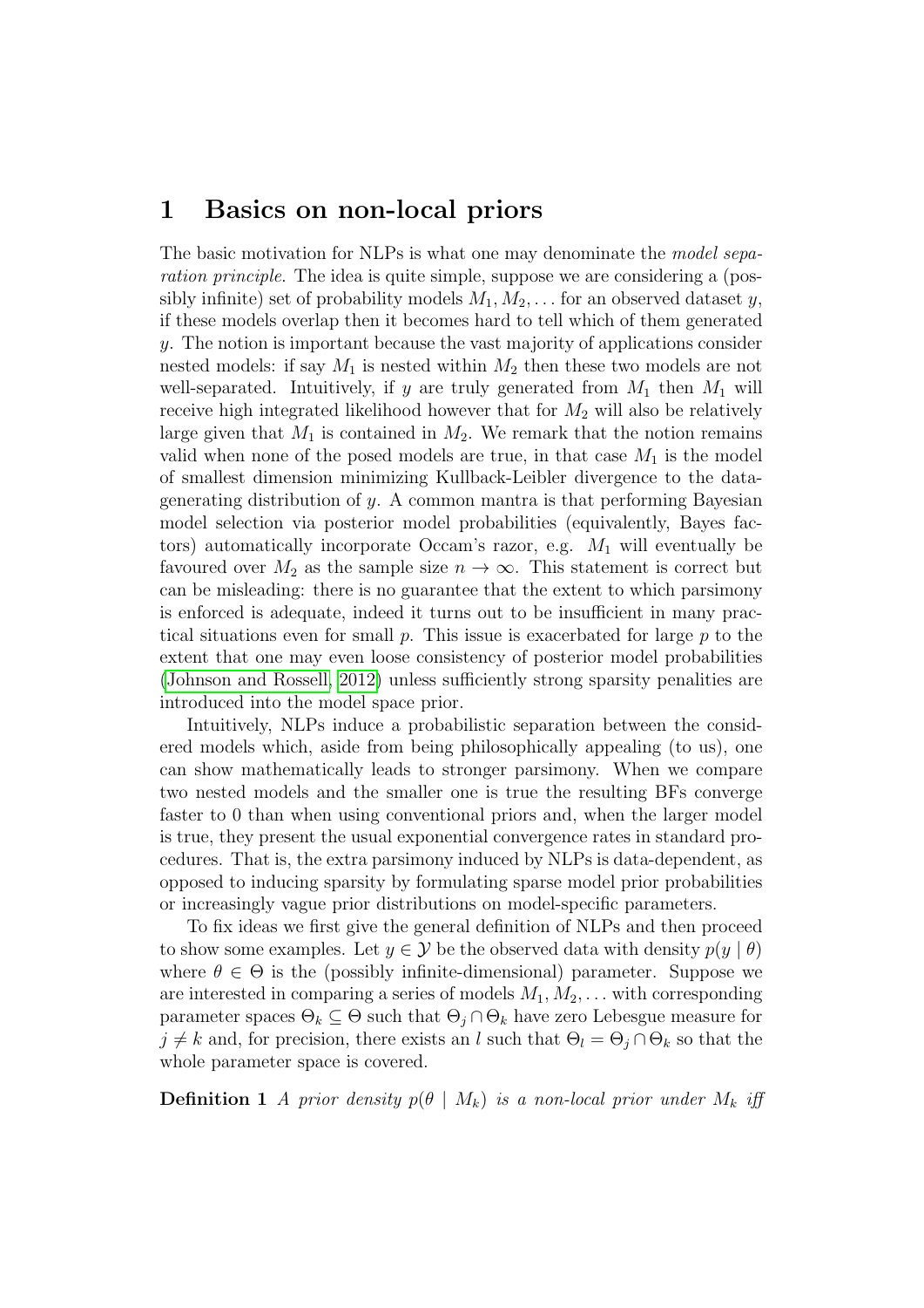# 1 Basics on non-local priors

The basic motivation for NLPs is what one may denominate the *model separation principle*. The idea is quite simple, suppose we are considering a (possibly infinite) set of probability models $M_1, M_2, \ldots$ for an observed dataset $y$, if these models overlap then it becomes hard to tell which of them generated $y$. The notion is important because the vast majority of applications consider nested models: if say $M_1$ is nested within $M_2$ then these two models are not well-separated. Intuitively, if $y$ are truly generated from $M_1$ then $M_1$ will receive high integrated likelihood however that for $M_2$ will also be relatively large given that $M_1$ is contained in $M_2$. We remark that the notion remains valid when none of the posed models are true, in that case $M_1$ is the model of smallest dimension minimizing Kullback-Leibler divergence to the data-generating distribution of $y$. A common mantra is that performing Bayesian model selection via posterior model probabilities (equivalently, Bayes factors) automatically incorporate Occam's razor, e.g. $M_1$ will eventually be favoured over $M_2$ as the sample size $n \to \infty$. This statement is correct but can be misleading: there is no guarantee that the extent to which parsimony is enforced is adequate, indeed it turns out to be insufficient in many practical situations even for small $p$. This issue is exacerbated for large $p$ to the extent that one may even loose consistency of posterior model probabilities (Johnson and Rossell, 2012) unless sufficiently strong sparsity penalities are introduced into the model space prior.

Intuitively, NLPs induce a probabilistic separation between the considered models which, aside from being philosophically appealing (to us), one can show mathematically leads to stronger parsimony. When we compare two nested models and the smaller one is true the resulting BFs converge faster to 0 than when using conventional priors and, when the larger model is true, they present the usual exponential convergence rates in standard procedures. That is, the extra parsimony induced by NLPs is data-dependent, as opposed to inducing sparsity by formulating sparse model prior probabilities or increasingly vague prior distributions on model-specific parameters.

To fix ideas we first give the general definition of NLPs and then proceed to show some examples. Let $y \in \mathcal{Y}$ be the observed data with density $p(y \mid \theta)$ where $\theta \in \Theta$ is the (possibly infinite-dimensional) parameter. Suppose we are interested in comparing a series of models $M_1, M_2, \ldots$ with corresponding parameter spaces $\Theta_k \subseteq \Theta$ such that $\Theta_j \cap \Theta_k$ have zero Lebesgue measure for $j \neq k$ and, for precision, there exists an $l$ such that $\Theta_l = \Theta_j \cap \Theta_k$ so that the whole parameter space is covered.

**Definition 1** *A prior density $p(\theta \mid M_k)$ is a non-local prior under $M_k$ iff*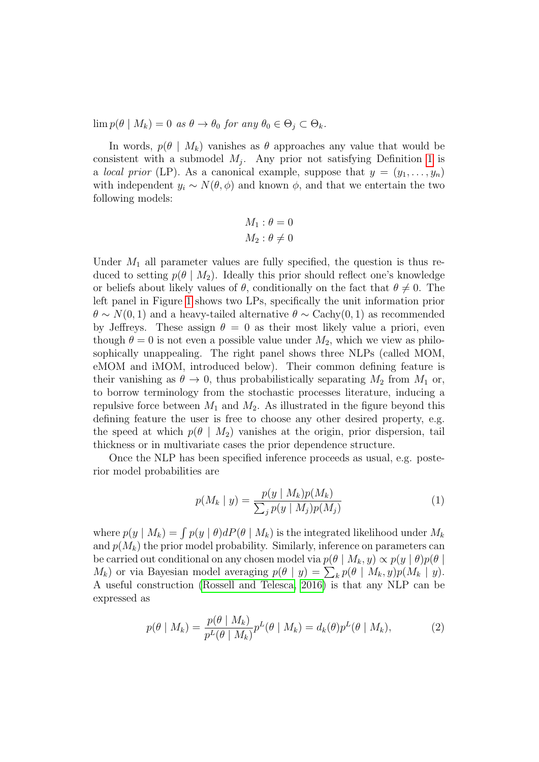$\lim p(\theta \mid M_k) = 0$ *as* $\theta \to \theta_0$ *for any* $\theta_0 \in \Theta_j \subset \Theta_k$.

In words, $p(\theta \mid M_k)$ vanishes as $\theta$ approaches any value that would be consistent with a submodel $M_j$. Any prior not satisfying Definition 1 is a *local prior* (LP). As a canonical example, suppose that $y = (y_1, \ldots, y_n)$ with independent $y_i \sim N(\theta, \phi)$ and known $\phi$, and that we entertain the two following models:

$$M_1 : \theta = 0$$
$$M_2 : \theta \neq 0$$

Under $M_1$ all parameter values are fully specified, the question is thus reduced to setting $p(\theta \mid M_2)$. Ideally this prior should reflect one's knowledge or beliefs about likely values of $\theta$, conditionally on the fact that $\theta \neq 0$. The left panel in Figure 1 shows two LPs, specifically the unit information prior $\theta \sim N(0, 1)$ and a heavy-tailed alternative $\theta \sim \text{Cachy}(0, 1)$ as recommended by Jeffreys. These assign $\theta = 0$ as their most likely value a priori, even though $\theta = 0$ is not even a possible value under $M_2$, which we view as philosophically unappealing. The right panel shows three NLPs (called MOM, eMOM and iMOM, introduced below). Their common defining feature is their vanishing as $\theta \to 0$, thus probabilistically separating $M_2$ from $M_1$ or, to borrow terminology from the stochastic processes literature, inducing a repulsive force between $M_1$ and $M_2$. As illustrated in the figure beyond this defining feature the user is free to choose any other desired property, e.g. the speed at which $p(\theta \mid M_2)$ vanishes at the origin, prior dispersion, tail thickness or in multivariate cases the prior dependence structure.

Once the NLP has been specified inference proceeds as usual, e.g. posterior model probabilities are

$$p(M_k \mid y) = \frac{p(y \mid M_k)p(M_k)}{\sum_j p(y \mid M_j)p(M_j)} \tag{1}$$

where $p(y \mid M_k) = \int p(y \mid \theta) dP(\theta \mid M_k)$ is the integrated likelihood under $M_k$ and $p(M_k)$ the prior model probability. Similarly, inference on parameters can be carried out conditional on any chosen model via $p(\theta \mid M_k, y) \propto p(y \mid \theta)p(\theta \mid M_k)$ or via Bayesian model averaging $p(\theta \mid y) = \sum_k p(\theta \mid M_k, y)p(M_k \mid y)$. A useful construction (Rossell and Telesca, 2016) is that any NLP can be expressed as

$$p(\theta \mid M_k) = \frac{p(\theta \mid M_k)}{p^L(\theta \mid M_k)} p^L(\theta \mid M_k) = d_k(\theta) p^L(\theta \mid M_k), \tag{2}$$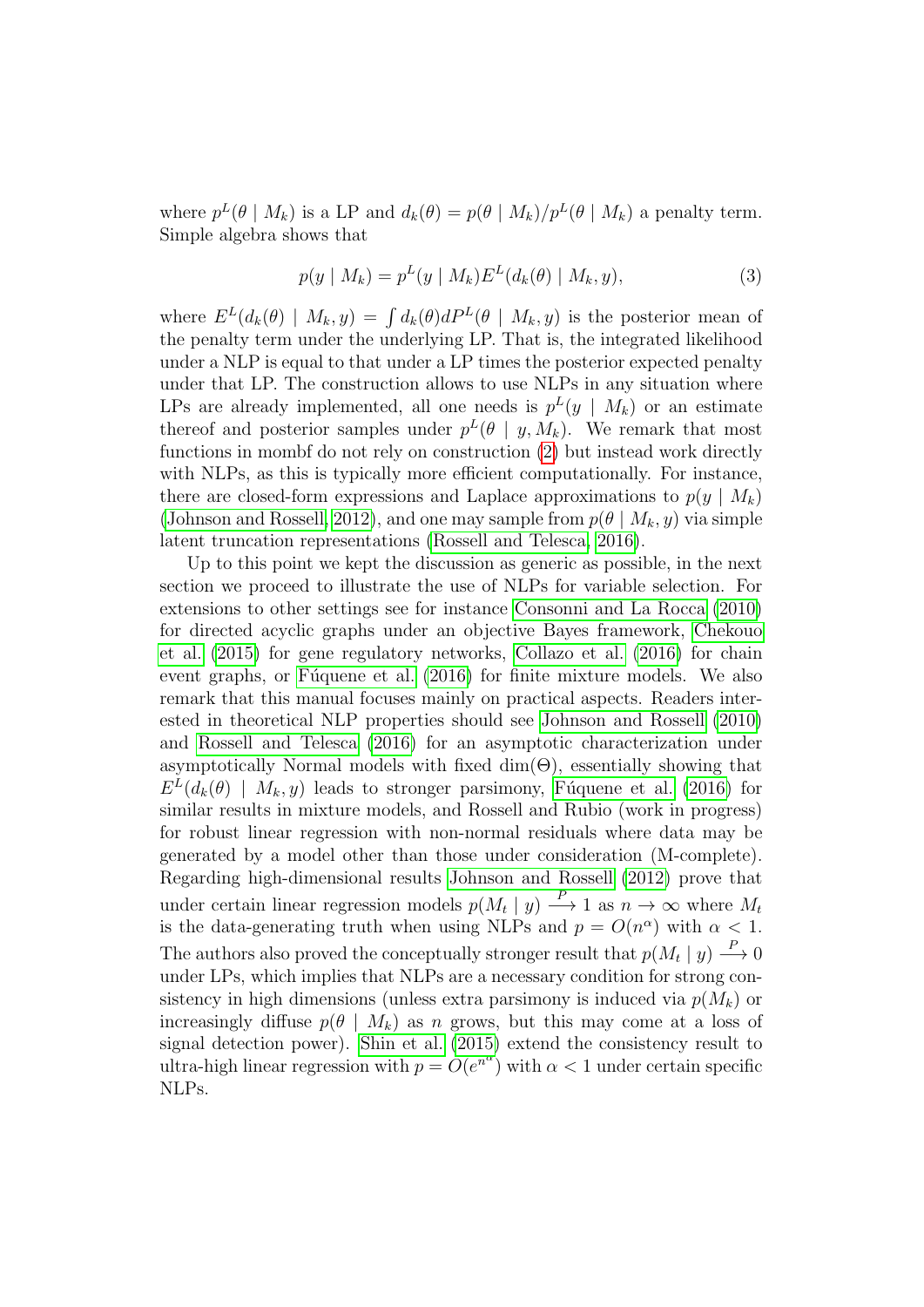where $p^L(\theta \mid M_k)$ is a LP and $d_k(\theta) = p(\theta \mid M_k)/p^L(\theta \mid M_k)$ a penalty term. Simple algebra shows that

$$p(y \mid M_k) = p^L(y \mid M_k) E^L(d_k(\theta) \mid M_k, y), \tag{3}$$

where $E^L(d_k(\theta) \mid M_k, y) = \int d_k(\theta) dP^L(\theta \mid M_k, y)$ is the posterior mean of the penalty term under the underlying LP. That is, the integrated likelihood under a NLP is equal to that under a LP times the posterior expected penalty under that LP. The construction allows to use NLPs in any situation where LPs are already implemented, all one needs is $p^L(y \mid M_k)$ or an estimate thereof and posterior samples under $p^L(\theta \mid y, M_k)$. We remark that most functions in mombf do not rely on construction (2) but instead work directly with NLPs, as this is typically more efficient computationally. For instance, there are closed-form expressions and Laplace approximations to $p(y \mid M_k)$ (Johnson and Rossell, 2012), and one may sample from $p(\theta \mid M_k, y)$ via simple latent truncation representations (Rossell and Telesca, 2016).

Up to this point we kept the discussion as generic as possible, in the next section we proceed to illustrate the use of NLPs for variable selection. For extensions to other settings see for instance Consonni and La Rocca (2010) for directed acyclic graphs under an objective Bayes framework, Chekouo et al. (2015) for gene regulatory networks, Collazo et al. (2016) for chain event graphs, or Fúquene et al. (2016) for finite mixture models. We also remark that this manual focuses mainly on practical aspects. Readers interested in theoretical NLP properties should see Johnson and Rossell (2010) and Rossell and Telesca (2016) for an asymptotic characterization under asymptotically Normal models with fixed $\dim(\Theta)$, essentially showing that $E^L(d_k(\theta) \mid M_k, y)$ leads to stronger parsimony, Fúquene et al. (2016) for similar results in mixture models, and Rossell and Rubio (work in progress) for robust linear regression with non-normal residuals where data may be generated by a model other than those under consideration (M-complete). Regarding high-dimensional results Johnson and Rossell (2012) prove that under certain linear regression models $p(M_t \mid y) \xrightarrow{P} 1$ as $n \to \infty$ where $M_t$ is the data-generating truth when using NLPs and $p = O(n^\alpha)$ with $\alpha < 1$. The authors also proved the conceptually stronger result that $p(M_t \mid y) \xrightarrow{P} 0$ under LPs, which implies that NLPs are a necessary condition for strong consistency in high dimensions (unless extra parsimony is induced via $p(M_k)$ or increasingly diffuse $p(\theta \mid M_k)$ as $n$ grows, but this may come at a loss of signal detection power). Shin et al. (2015) extend the consistency result to ultra-high linear regression with $p = O(e^{n^\alpha})$ with $\alpha < 1$ under certain specific NLPs.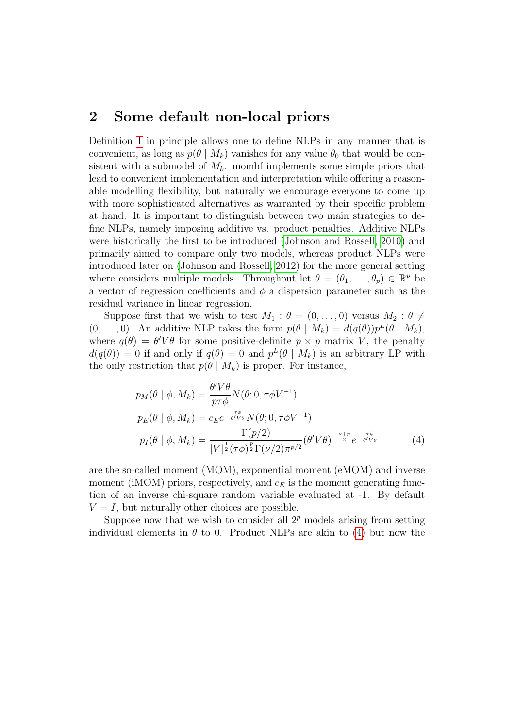## 2 Some default non-local priors

Definition 1 in principle allows one to define NLPs in any manner that is convenient, as long as $p(\theta \mid M_k)$ vanishes for any value $\theta_0$ that would be consistent with a submodel of $M_k$. mombf implements some simple priors that lead to convenient implementation and interpretation while offering a reasonable modelling flexibility, but naturally we encourage everyone to come up with more sophisticated alternatives as warranted by their specific problem at hand. It is important to distinguish between two main strategies to define NLPs, namely imposing additive vs. product penalties. Additive NLPs were historically the first to be introduced (Johnson and Rossell, 2010) and primarily aimed to compare only two models, whereas product NLPs were introduced later on (Johnson and Rossell, 2012) for the more general setting where considers multiple models. Throughout let $\theta = (\theta_1, \ldots, \theta_p) \in \mathbb{R}^p$ be a vector of regression coefficients and $\phi$ a dispersion parameter such as the residual variance in linear regression.

Suppose first that we wish to test $M_1 : \theta = (0, \ldots, 0)$ versus $M_2 : \theta \neq (0, \ldots, 0)$. An additive NLP takes the form $p(\theta \mid M_k) = d(q(\theta))p^L(\theta \mid M_k)$, where $q(\theta) = \theta' V \theta$ for some positive-definite $p \times p$ matrix $V$, the penalty $d(q(\theta)) = 0$ if and only if $q(\theta) = 0$ and $p^L(\theta \mid M_k)$ is an arbitrary LP with the only restriction that $p(\theta \mid M_k)$ is proper. For instance,

$$
\begin{aligned}
p_M(\theta \mid \phi, M_k) &= \frac{\theta' V \theta}{p \tau \phi} N(\theta; 0, \tau \phi V^{-1}) \\
p_E(\theta \mid \phi, M_k) &= c_E e^{-\frac{\tau \phi}{\theta' V \theta}} N(\theta; 0, \tau \phi V^{-1}) \\
p_I(\theta \mid \phi, M_k) &= \frac{\Gamma(p/2)}{|V|^{\frac{1}{2}} (\tau \phi)^{\frac{p}{2}} \Gamma(\nu/2) \pi^{p/2}} (\theta' V \theta)^{-\frac{\nu+p}{2}} e^{-\frac{\tau \phi}{\theta' V \theta}}
\end{aligned}
\tag{4}
$$

are the so-called moment (MOM), exponential moment (eMOM) and inverse moment (iMOM) priors, respectively, and $c_E$ is the moment generating function of an inverse chi-square random variable evaluated at -1. By default $V = I$, but naturally other choices are possible.

Suppose now that we wish to consider all $2^p$ models arising from setting individual elements in $\theta$ to 0. Product NLPs are akin to (4) but now the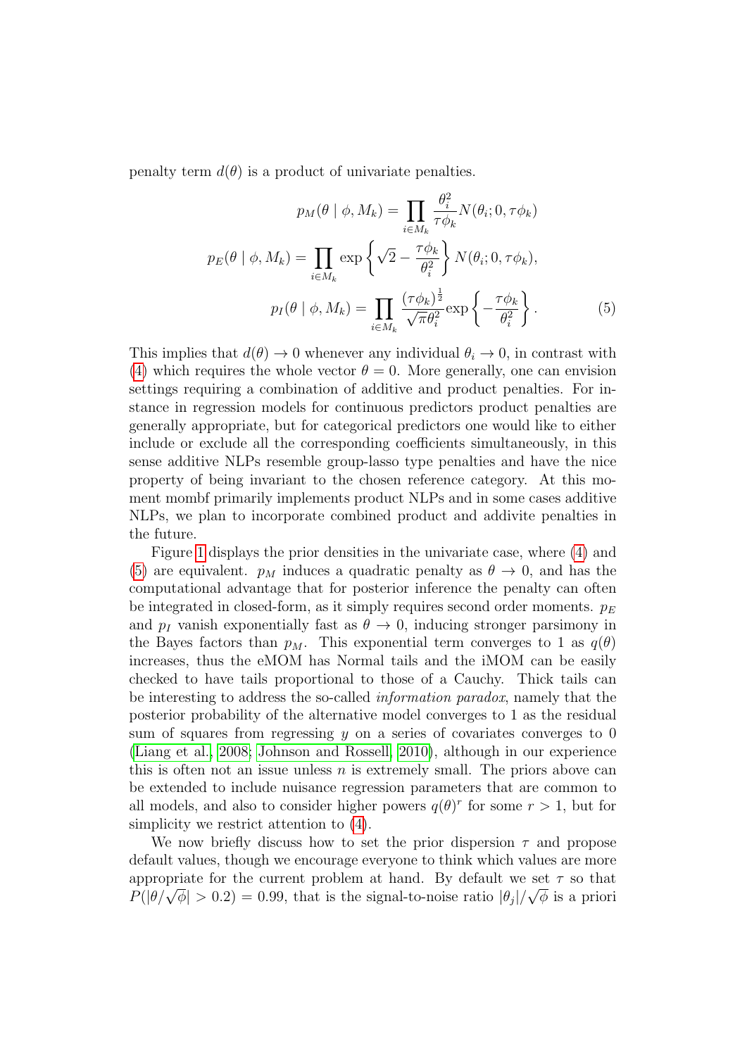penalty term $d(\theta)$ is a product of univariate penalties.

$$
\begin{aligned}
p_M(\theta \mid \phi, M_k) &= \prod_{i \in M_k} \frac{\theta_i^2}{\tau \phi_k} N(\theta_i; 0, \tau \phi_k) \\
p_E(\theta \mid \phi, M_k) &= \prod_{i \in M_k} \exp\left\{ \sqrt{2} - \frac{\tau \phi_k}{\theta_i^2} \right\} N(\theta_i; 0, \tau \phi_k), \\
p_I(\theta \mid \phi, M_k) &= \prod_{i \in M_k} \frac{(\tau \phi_k)^{\frac{1}{2}}}{\sqrt{\pi} \theta_i^2} \exp\left\{ -\frac{\tau \phi_k}{\theta_i^2} \right\}.
\end{aligned} \tag{5}
$$

This implies that $d(\theta) \to 0$ whenever any individual $\theta_i \to 0$, in contrast with (4) which requires the whole vector $\theta = 0$. More generally, one can envision settings requiring a combination of additive and product penalties. For instance in regression models for continuous predictors product penalties are generally appropriate, but for categorical predictors one would like to either include or exclude all the corresponding coefficients simultaneously, in this sense additive NLPs resemble group-lasso type penalties and have the nice property of being invariant to the chosen reference category. At this moment mombf primarily implements product NLPs and in some cases additive NLPs, we plan to incorporate combined product and addivite penalties in the future.

Figure 1 displays the prior densities in the univariate case, where (4) and (5) are equivalent. $p_M$ induces a quadratic penalty as $\theta \to 0$, and has the computational advantage that for posterior inference the penalty can often be integrated in closed-form, as it simply requires second order moments. $p_E$ and $p_I$ vanish exponentially fast as $\theta \to 0$, inducing stronger parsimony in the Bayes factors than $p_M$. This exponential term converges to 1 as $q(\theta)$ increases, thus the eMOM has Normal tails and the iMOM can be easily checked to have tails proportional to those of a Cauchy. Thick tails can be interesting to address the so-called *information paradox*, namely that the posterior probability of the alternative model converges to 1 as the residual sum of squares from regressing $y$ on a series of covariates converges to 0 (Liang et al., 2008; Johnson and Rossell, 2010), although in our experience this is often not an issue unless $n$ is extremely small. The priors above can be extended to include nuisance regression parameters that are common to all models, and also to consider higher powers $q(\theta)^r$ for some $r > 1$, but for simplicity we restrict attention to (4).

We now briefly discuss how to set the prior dispersion $\tau$ and propose default values, though we encourage everyone to think which values are more appropriate for the current problem at hand. By default we set $\tau$ so that $P(|\theta/\sqrt{\phi}| > 0.2) = 0.99$, that is the signal-to-noise ratio $|\theta_j|/\sqrt{\phi}$ is a priori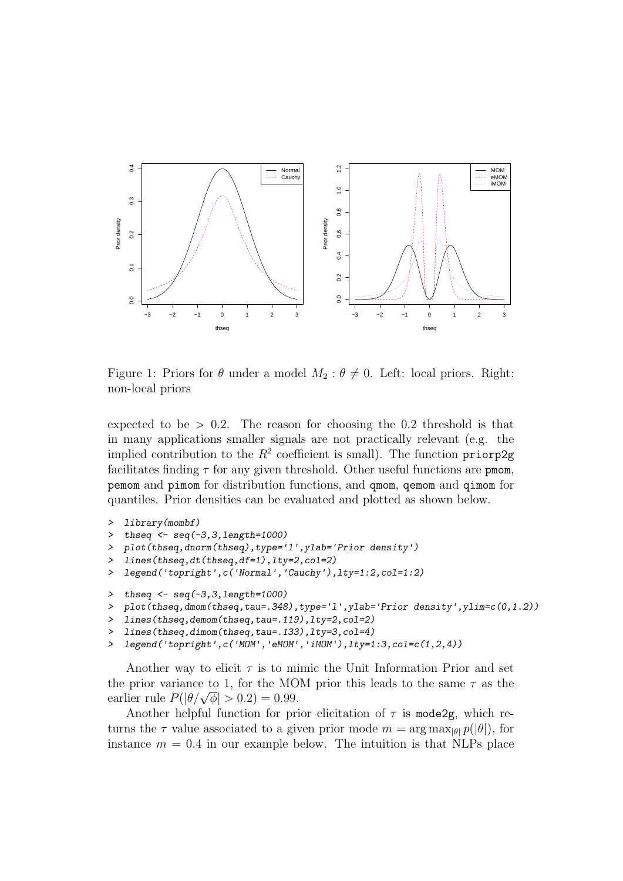Figure 1: Priors for $\theta$ under a model $M_2 : \theta \neq 0$. Left: local priors. Right: non-local priors

expected to be $> 0.2$. The reason for choosing the 0.2 threshold is that in many applications smaller signals are not practically relevant (e.g. the implied contribution to the $R^2$ coefficient is small). The function `priorp2g` facilitates finding $\tau$ for any given threshold. Other useful functions are `pmom`, `pemom` and `pimom` for distribution functions, and `qmom`, `qemom` and `qimom` for quantiles. Prior densities can be evaluated and plotted as shown below.

```
> library(mombf)
> thseq <- seq(-3,3,length=1000)
> plot(thseq,dnorm(thseq),type='l',ylab='Prior density')
> lines(thseq,dt(thseq,df=1),lty=2,col=2)
> legend('topright',c('Normal','Cauchy'),lty=1:2,col=1:2)

> thseq <- seq(-3,3,length=1000)
> plot(thseq,dmom(thseq,tau=.348),type='l',ylab='Prior density',ylim=c(0,1.2))
> lines(thseq,demom(thseq,tau=.119),lty=2,col=2)
> lines(thseq,dimom(thseq,tau=.133),lty=3,col=4)
> legend('topright',c('MOM','eMOM','iMOM'),lty=1:3,col=c(1,2,4))
```

Another way to elicit $\tau$ is to mimic the Unit Information Prior and set the prior variance to 1, for the MOM prior this leads to the same $\tau$ as the earlier rule $P(|\theta/\sqrt{\phi}| > 0.2) = 0.99$.

Another helpful function for prior elicitation of $\tau$ is `mode2g`, which returns the $\tau$ value associated to a given prior mode $m = \arg\max_{|\theta|} p(|\theta|)$, for instance $m = 0.4$ in our example below. The intuition is that NLPs place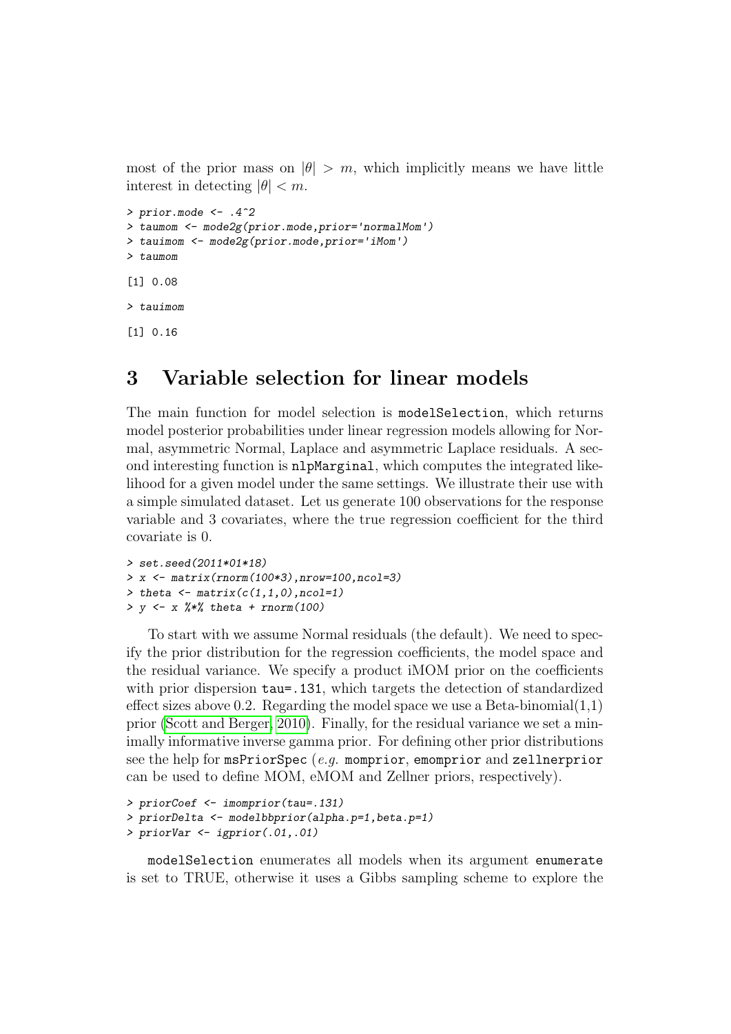most of the prior mass on $|\theta| > m$, which implicitly means we have little interest in detecting $|\theta| < m$.

```
> prior.mode <- .4^2
> taumom <- mode2g(prior.mode,prior='normalMom')
> tauimom <- mode2g(prior.mode,prior='iMom')
> taumom

[1] 0.08

> tauimom

[1] 0.16
```

# 3 Variable selection for linear models

The main function for model selection is `modelSelection`, which returns model posterior probabilities under linear regression models allowing for Normal, asymmetric Normal, Laplace and asymmetric Laplace residuals. A second interesting function is `nlpMarginal`, which computes the integrated likelihood for a given model under the same settings. We illustrate their use with a simple simulated dataset. Let us generate 100 observations for the response variable and 3 covariates, where the true regression coefficient for the third covariate is 0.

```
> set.seed(2011*01*18)
> x <- matrix(rnorm(100*3),nrow=100,ncol=3)
> theta <- matrix(c(1,1,0),ncol=1)
> y <- x %*% theta + rnorm(100)
```

To start with we assume Normal residuals (the default). We need to specify the prior distribution for the regression coefficients, the model space and the residual variance. We specify a product iMOM prior on the coefficients with prior dispersion `tau=.131`, which targets the detection of standardized effect sizes above 0.2. Regarding the model space we use a Beta-binomial(1,1) prior (Scott and Berger, 2010). Finally, for the residual variance we set a minimally informative inverse gamma prior. For defining other prior distributions see the help for `msPriorSpec` (*e.g.* `momprior`, `emomprior` and `zellnerprior` can be used to define MOM, eMOM and Zellner priors, respectively).

```
> priorCoef <- imomprior(tau=.131)
> priorDelta <- modelbbprior(alpha.p=1,beta.p=1)
> priorVar <- igprior(.01,.01)
```

`modelSelection` enumerates all models when its argument `enumerate` is set to TRUE, otherwise it uses a Gibbs sampling scheme to explore the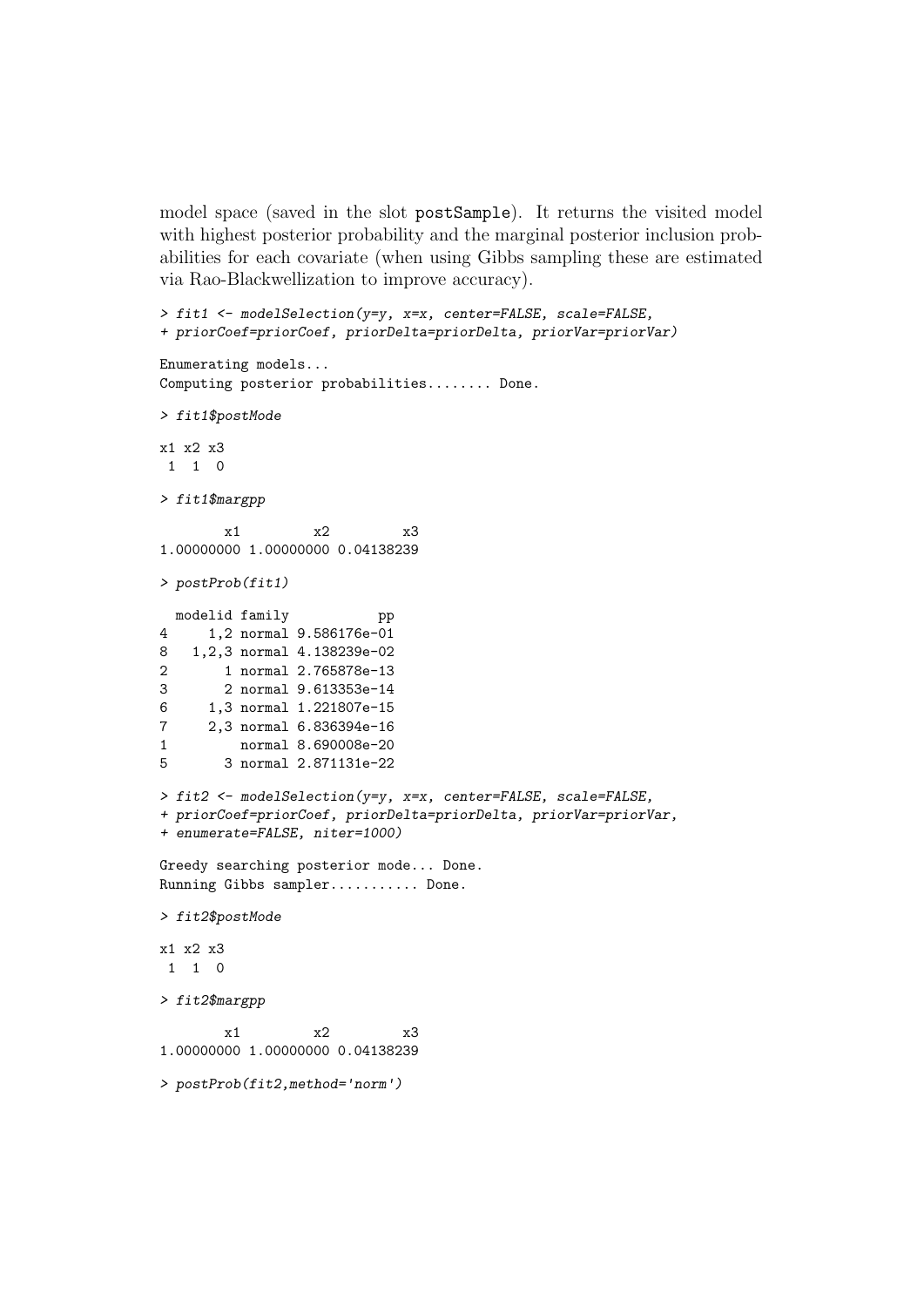model space (saved in the slot `postSample`). It returns the visited model with highest posterior probability and the marginal posterior inclusion probabilities for each covariate (when using Gibbs sampling these are estimated via Rao-Blackwellization to improve accuracy).

```
> fit1 <- modelSelection(y=y, x=x, center=FALSE, scale=FALSE,
+ priorCoef=priorCoef, priorDelta=priorDelta, priorVar=priorVar)

Enumerating models...
Computing posterior probabilities........ Done.

> fit1$postMode

x1 x2 x3
 1  1  0

> fit1$margpp

        x1         x2         x3
1.00000000 1.00000000 0.04138239

> postProb(fit1)

  modelid family           pp
4     1,2 normal 9.586176e-01
8   1,2,3 normal 4.138239e-02
2       1 normal 2.765878e-13
3       2 normal 9.613353e-14
6     1,3 normal 1.221807e-15
7     2,3 normal 6.836394e-16
1         normal 8.690008e-20
5       3 normal 2.871131e-22

> fit2 <- modelSelection(y=y, x=x, center=FALSE, scale=FALSE,
+ priorCoef=priorCoef, priorDelta=priorDelta, priorVar=priorVar,
+ enumerate=FALSE, niter=1000)

Greedy searching posterior mode... Done.
Running Gibbs sampler........... Done.

> fit2$postMode

x1 x2 x3
 1  1  0

> fit2$margpp

        x1         x2         x3
1.00000000 1.00000000 0.04138239

> postProb(fit2,method='norm')
```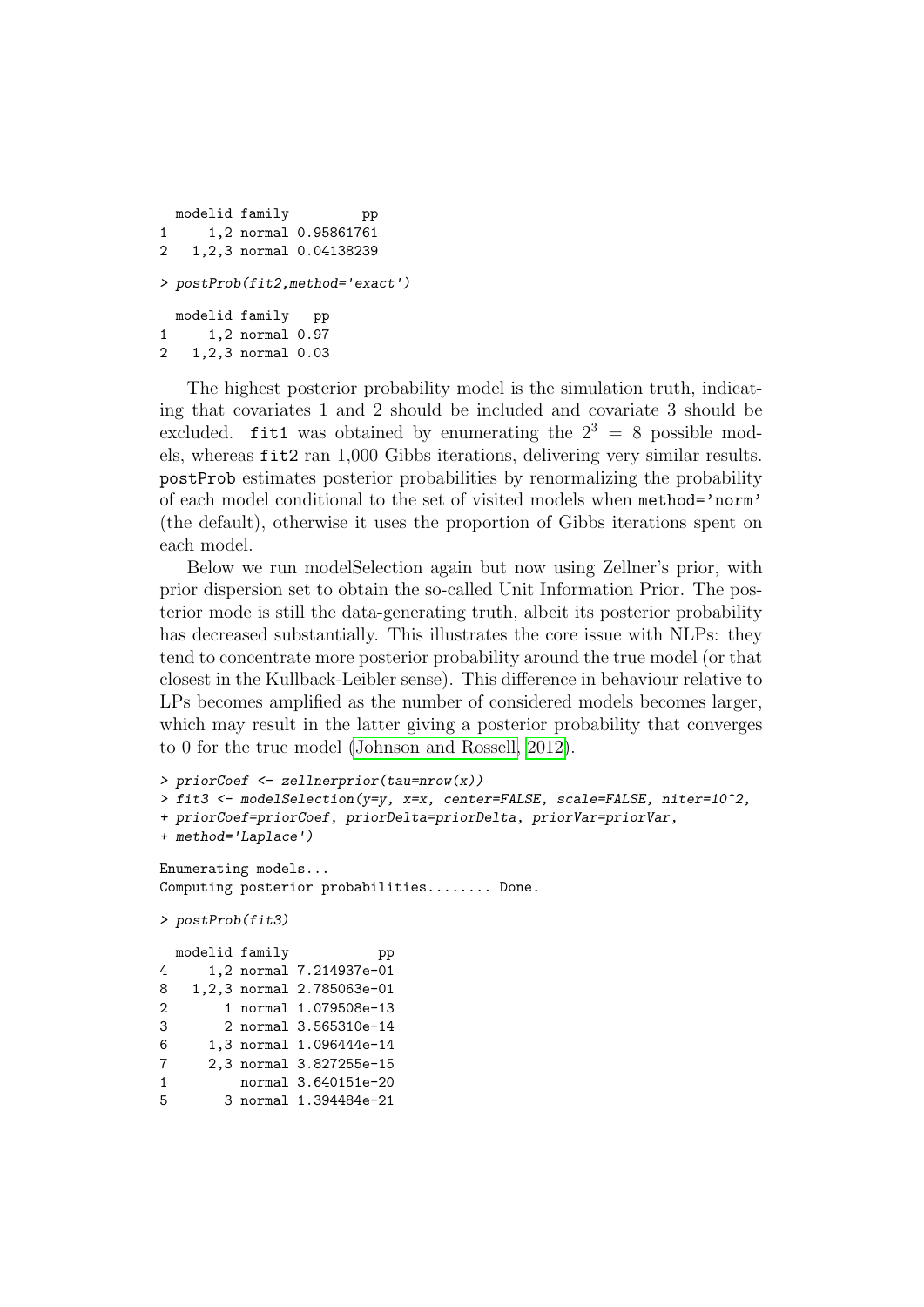```
  modelid family         pp
1     1,2 normal 0.95861761
2   1,2,3 normal 0.04138239

> postProb(fit2,method='exact')

  modelid family   pp
1     1,2 normal 0.97
2   1,2,3 normal 0.03
```

The highest posterior probability model is the simulation truth, indicating that covariates 1 and 2 should be included and covariate 3 should be excluded. `fit1` was obtained by enumerating the $2^3 = 8$ possible models, whereas `fit2` ran 1,000 Gibbs iterations, delivering very similar results. `postProb` estimates posterior probabilities by renormalizing the probability of each model conditional to the set of visited models when `method='norm'` (the default), otherwise it uses the proportion of Gibbs iterations spent on each model.

Below we run modelSelection again but now using Zellner's prior, with prior dispersion set to obtain the so-called Unit Information Prior. The posterior mode is still the data-generating truth, albeit its posterior probability has decreased substantially. This illustrates the core issue with NLPs: they tend to concentrate more posterior probability around the true model (or that closest in the Kullback-Leibler sense). This difference in behaviour relative to LPs becomes amplified as the number of considered models becomes larger, which may result in the latter giving a posterior probability that converges to 0 for the true model (Johnson and Rossell, 2012).

```
> priorCoef <- zellnerprior(tau=nrow(x))
> fit3 <- modelSelection(y=y, x=x, center=FALSE, scale=FALSE, niter=10^2,
+ priorCoef=priorCoef, priorDelta=priorDelta, priorVar=priorVar,
+ method='Laplace')

Enumerating models...
Computing posterior probabilities........ Done.

> postProb(fit3)

  modelid family           pp
4     1,2 normal 7.214937e-01
8   1,2,3 normal 2.785063e-01
2       1 normal 1.079508e-13
3       2 normal 3.565310e-14
6     1,3 normal 1.096444e-14
7     2,3 normal 3.827255e-15
1         normal 3.640151e-20
5       3 normal 1.394484e-21
```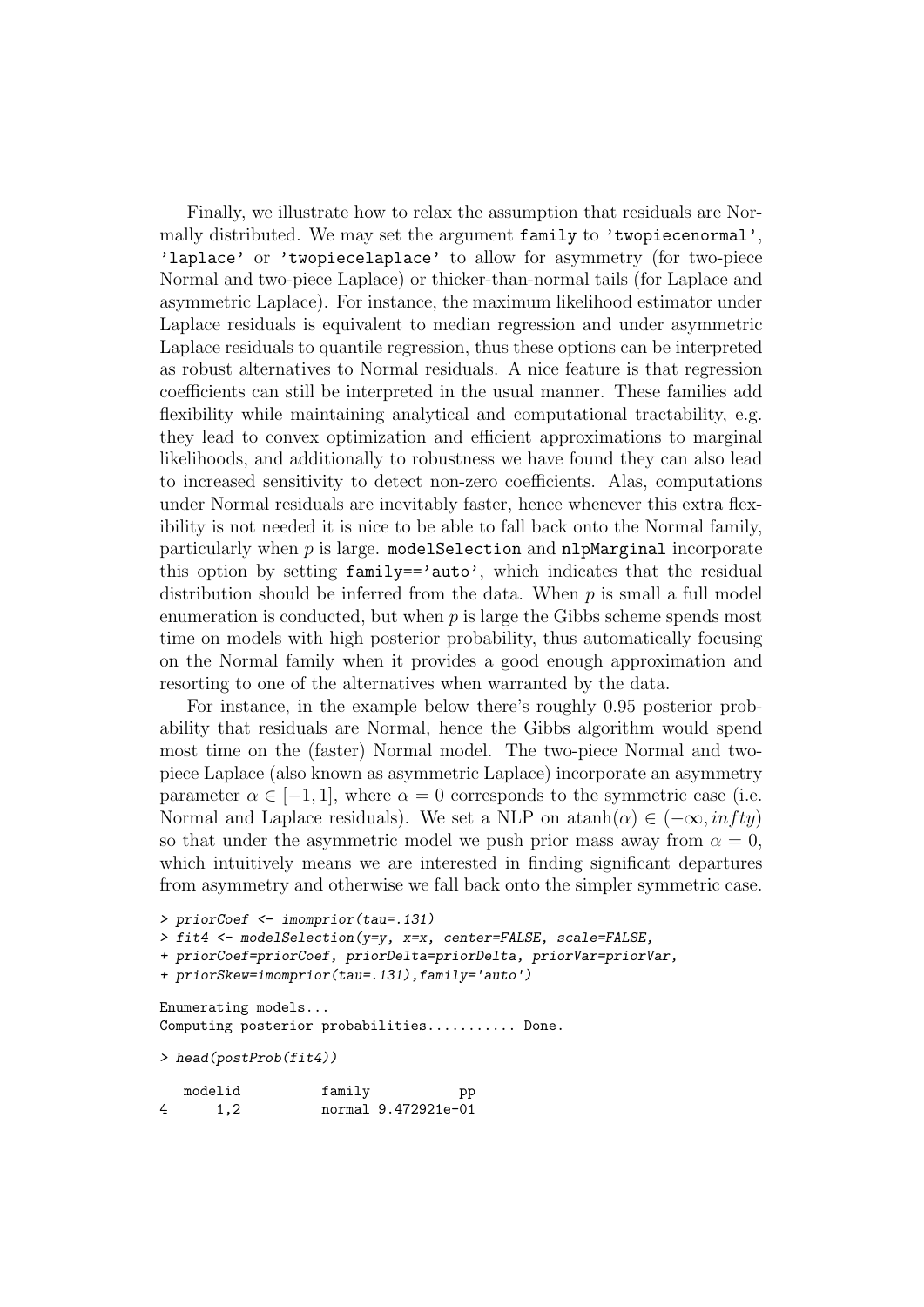Finally, we illustrate how to relax the assumption that residuals are Normally distributed. We may set the argument `family` to `'twopiecenormal'`, `'laplace'` or `'twopiecelaplace'` to allow for asymmetry (for two-piece Normal and two-piece Laplace) or thicker-than-normal tails (for Laplace and asymmetric Laplace). For instance, the maximum likelihood estimator under Laplace residuals is equivalent to median regression and under asymmetric Laplace residuals to quantile regression, thus these options can be interpreted as robust alternatives to Normal residuals. A nice feature is that regression coefficients can still be interpreted in the usual manner. These families add flexibility while maintaining analytical and computational tractability, e.g. they lead to convex optimization and efficient approximations to marginal likelihoods, and additionally to robustness we have found they can also lead to increased sensitivity to detect non-zero coefficients. Alas, computations under Normal residuals are inevitably faster, hence whenever this extra flexibility is not needed it is nice to be able to fall back onto the Normal family, particularly when $p$ is large. `modelSelection` and `nlpMarginal` incorporate this option by setting `family=='auto'`, which indicates that the residual distribution should be inferred from the data. When $p$ is small a full model enumeration is conducted, but when $p$ is large the Gibbs scheme spends most time on models with high posterior probability, thus automatically focusing on the Normal family when it provides a good enough approximation and resorting to one of the alternatives when warranted by the data.

For instance, in the example below there's roughly 0.95 posterior probability that residuals are Normal, hence the Gibbs algorithm would spend most time on the (faster) Normal model. The two-piece Normal and two-piece Laplace (also known as asymmetric Laplace) incorporate an asymmetry parameter $\alpha \in [-1, 1]$, where $\alpha = 0$ corresponds to the symmetric case (i.e. Normal and Laplace residuals). We set a NLP on $\text{atanh}(\alpha) \in (-\infty, infty)$ so that under the asymmetric model we push prior mass away from $\alpha = 0$, which intuitively means we are interested in finding significant departures from asymmetry and otherwise we fall back onto the simpler symmetric case.

```
> priorCoef <- imomprior(tau=.131)
> fit4 <- modelSelection(y=y, x=x, center=FALSE, scale=FALSE,
+ priorCoef=priorCoef, priorDelta=priorDelta, priorVar=priorVar,
+ priorSkew=imomprior(tau=.131),family='auto')

Enumerating models...
Computing posterior probabilities........... Done.

> head(postProb(fit4))

   modelid          family           pp
4      1,2          normal 9.472921e-01
```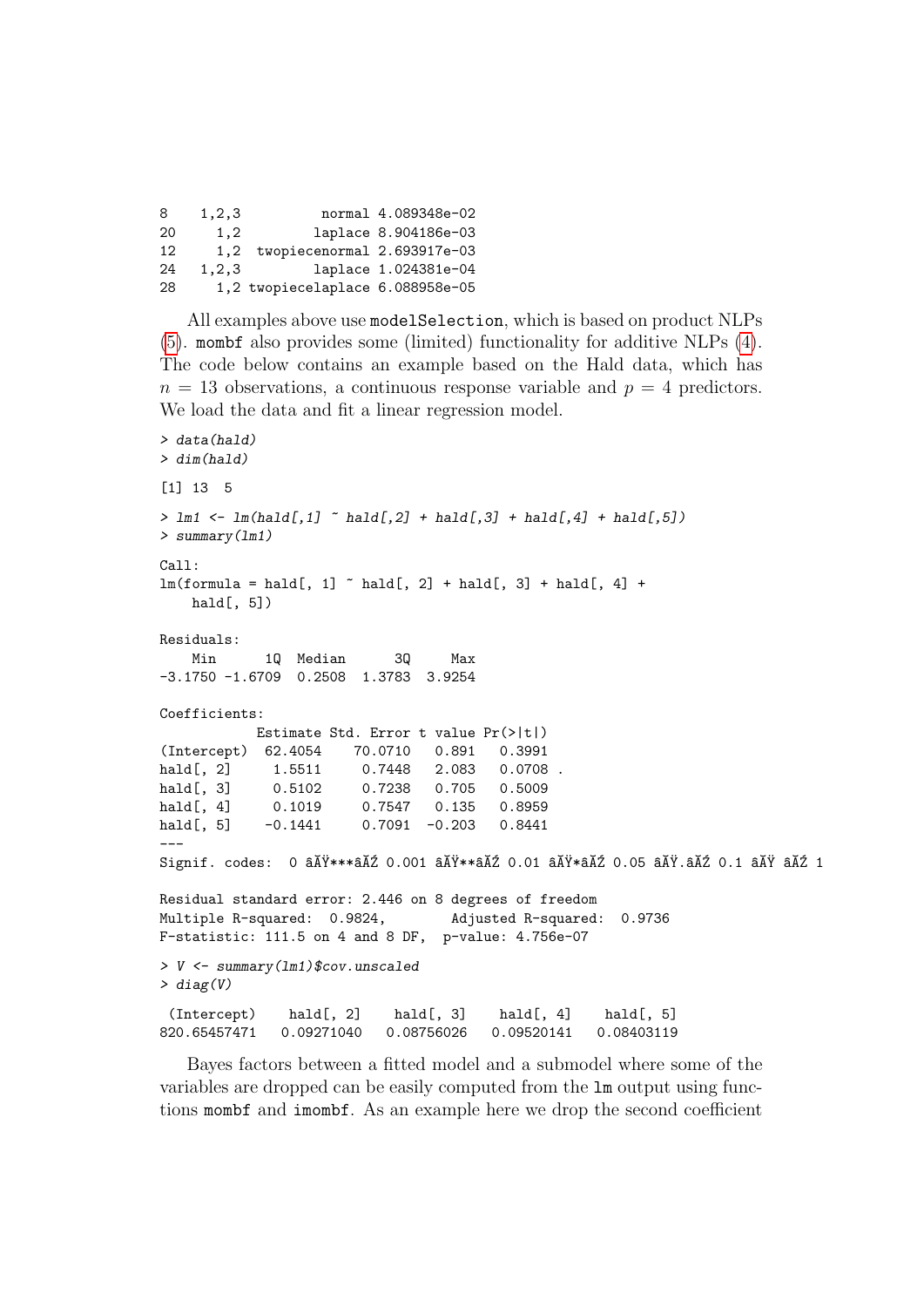```
8    1,2,3          normal 4.089348e-02
20     1,2         laplace 8.904186e-03
12     1,2  twopiecenormal 2.693917e-03
24   1,2,3         laplace 1.024381e-04
28     1,2 twopiecelaplace 6.088958e-05
```

All examples above use `modelSelection`, which is based on product NLPs (5). `mombf` also provides some (limited) functionality for additive NLPs (4). The code below contains an example based on the Hald data, which has $n = 13$ observations, a continuous response variable and $p = 4$ predictors. We load the data and fit a linear regression model.

```
> data(hald)
> dim(hald)

[1] 13  5

> lm1 <- lm(hald[,1] ~ hald[,2] + hald[,3] + hald[,4] + hald[,5])
> summary(lm1)

Call:
lm(formula = hald[, 1] ~ hald[, 2] + hald[, 3] + hald[, 4] +
    hald[, 5])

Residuals:
    Min      1Q  Median      3Q     Max
-3.1750 -1.6709  0.2508  1.3783  3.9254

Coefficients:
            Estimate Std. Error t value Pr(>|t|)
(Intercept)  62.4054    70.0710   0.891   0.3991
hald[, 2]     1.5511     0.7448   2.083   0.0708 .
hald[, 3]     0.5102     0.7238   0.705   0.5009
hald[, 4]     0.1019     0.7547   0.135   0.8959
hald[, 5]    -0.1441     0.7091  -0.203   0.8441
---
Signif. codes:  0 âĂŸ***âĂŹ 0.001 âĂŸ**âĂŹ 0.01 âĂŸ*âĂŹ 0.05 âĂŸ.âĂŹ 0.1 âĂŸ âĂŹ 1

Residual standard error: 2.446 on 8 degrees of freedom
Multiple R-squared:  0.9824,       Adjusted R-squared:  0.9736
F-statistic: 111.5 on 4 and 8 DF,  p-value: 4.756e-07

> V <- summary(lm1)$cov.unscaled
> diag(V)

 (Intercept)    hald[, 2]    hald[, 3]    hald[, 4]    hald[, 5]
820.65457471   0.09271040   0.08756026   0.09520141   0.08403119
```

Bayes factors between a fitted model and a submodel where some of the variables are dropped can be easily computed from the `lm` output using functions `mombf` and `imombf`. As an example here we drop the second coefficient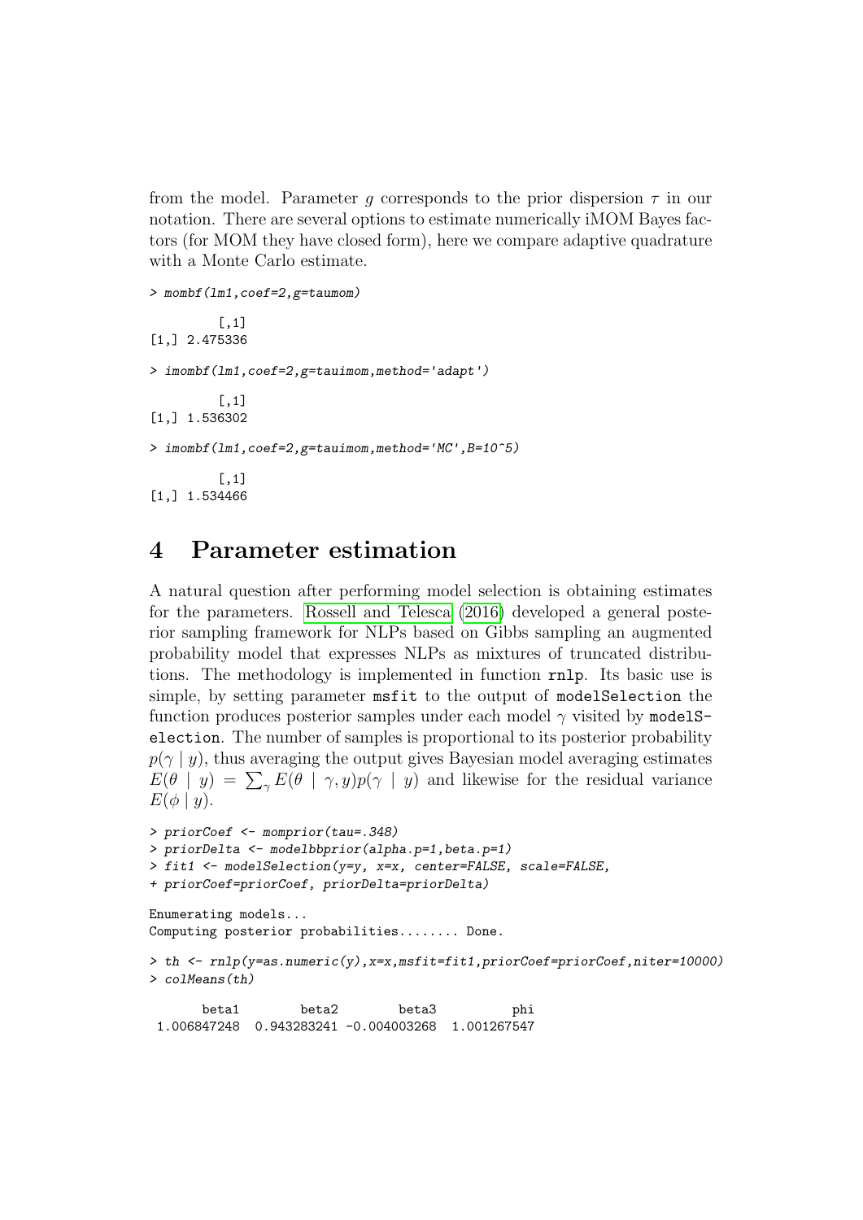from the model. Parameter $g$ corresponds to the prior dispersion $\tau$ in our notation. There are several options to estimate numerically iMOM Bayes factors (for MOM they have closed form), here we compare adaptive quadrature with a Monte Carlo estimate.

```
> mombf(lm1,coef=2,g=taumom)

         [,1]
[1,] 2.475336

> imombf(lm1,coef=2,g=tauimom,method='adapt')

         [,1]
[1,] 1.536302

> imombf(lm1,coef=2,g=tauimom,method='MC',B=10^5)

         [,1]
[1,] 1.534466
```

# 4 Parameter estimation

A natural question after performing model selection is obtaining estimates for the parameters. Rossell and Telesca (2016) developed a general posterior sampling framework for NLPs based on Gibbs sampling an augmented probability model that expresses NLPs as mixtures of truncated distributions. The methodology is implemented in function `rnlp`. Its basic use is simple, by setting parameter `msfit` to the output of `modelSelection` the function produces posterior samples under each model $\gamma$ visited by `modelSelection`. The number of samples is proportional to its posterior probability $p(\gamma \mid y)$, thus averaging the output gives Bayesian model averaging estimates $E(\theta \mid y) = \sum_{\gamma} E(\theta \mid \gamma, y) p(\gamma \mid y)$ and likewise for the residual variance $E(\phi \mid y)$.

```
> priorCoef <- momprior(tau=.348)
> priorDelta <- modelbbprior(alpha.p=1,beta.p=1)
> fit1 <- modelSelection(y=y, x=x, center=FALSE, scale=FALSE,
+ priorCoef=priorCoef, priorDelta=priorDelta)

Enumerating models...
Computing posterior probabilities........ Done.

> th <- rnlp(y=as.numeric(y),x=x,msfit=fit1,priorCoef=priorCoef,niter=10000)
> colMeans(th)

      beta1        beta2        beta3          phi
 1.006847248  0.943283241 -0.004003268  1.001267547
```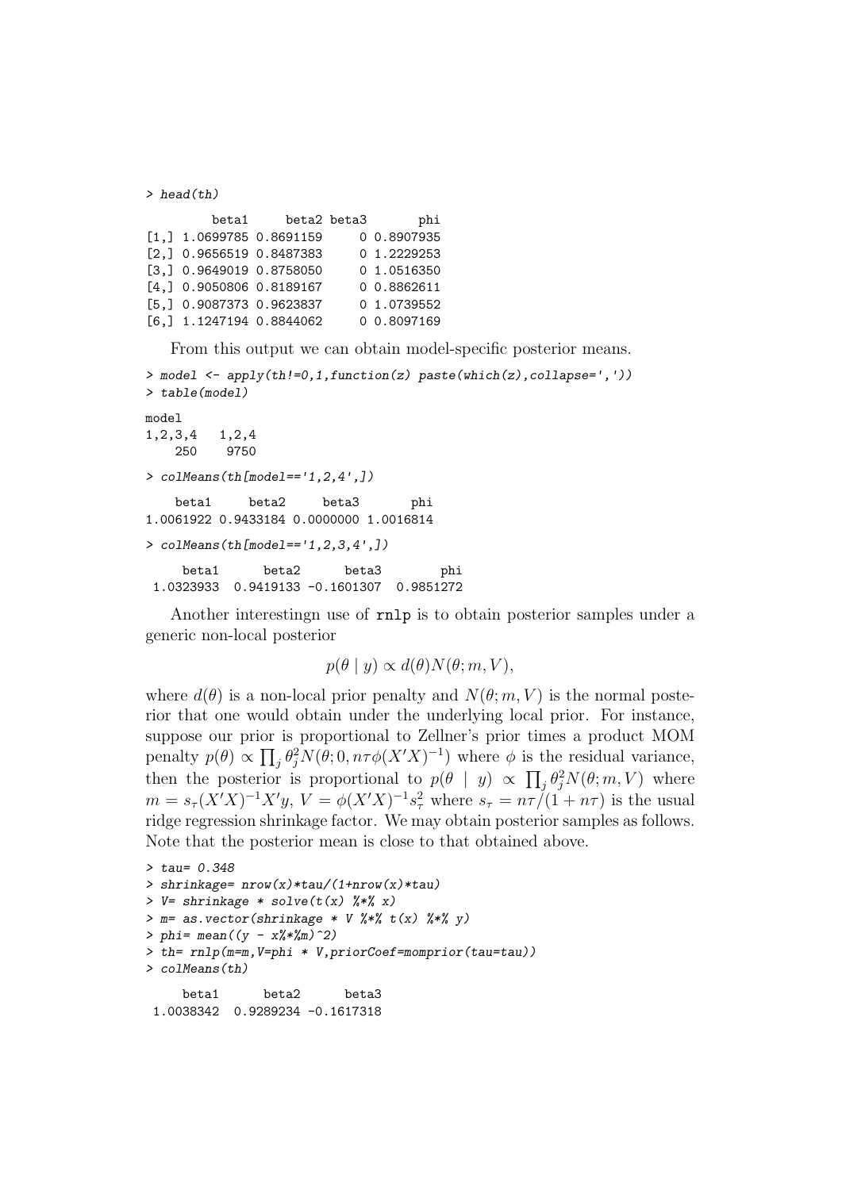```
> head(th)

         beta1     beta2 beta3       phi
[1,] 1.0699785 0.8691159     0 0.8907935
[2,] 0.9656519 0.8487383     0 1.2229253
[3,] 0.9649019 0.8758050     0 1.0516350
[4,] 0.9050806 0.8189167     0 0.8862611
[5,] 0.9087373 0.9623837     0 1.0739552
[6,] 1.1247194 0.8844062     0 0.8097169
```

From this output we can obtain model-specific posterior means.

```
> model <- apply(th!=0,1,function(z) paste(which(z),collapse=','))
> table(model)

model
1,2,3,4   1,2,4
    250    9750

> colMeans(th[model=='1,2,4',])

    beta1     beta2     beta3       phi
1.0061922 0.9433184 0.0000000 1.0016814

> colMeans(th[model=='1,2,3,4',])

     beta1      beta2      beta3        phi
 1.0323933  0.9419133 -0.1601307  0.9851272
```

Another interestingn use of `rnlp` is to obtain posterior samples under a generic non-local posterior

$$p(\theta \mid y) \propto d(\theta) N(\theta; m, V),$$

where $d(\theta)$ is a non-local prior penalty and $N(\theta; m, V)$ is the normal posterior that one would obtain under the underlying local prior. For instance, suppose our prior is proportional to Zellner's prior times a product MOM penalty $p(\theta) \propto \prod_j \theta_j^2 N(\theta; 0, n\tau\phi(X'X)^{-1})$ where $\phi$ is the residual variance, then the posterior is proportional to $p(\theta \mid y) \propto \prod_j \theta_j^2 N(\theta; m, V)$ where $m = s_\tau (X'X)^{-1} X'y$, $V = \phi(X'X)^{-1} s_\tau^2$ where $s_\tau = n\tau/(1+n\tau)$ is the usual ridge regression shrinkage factor. We may obtain posterior samples as follows. Note that the posterior mean is close to that obtained above.

```
> tau= 0.348
> shrinkage= nrow(x)*tau/(1+nrow(x)*tau)
> V= shrinkage * solve(t(x) %*% x)
> m= as.vector(shrinkage * V %*% t(x) %*% y)
> phi= mean((y - x%*%m)^2)
> th= rnlp(m=m,V=phi * V,priorCoef=momprior(tau=tau))
> colMeans(th)

     beta1      beta2      beta3
 1.0038342  0.9289234 -0.1617318
```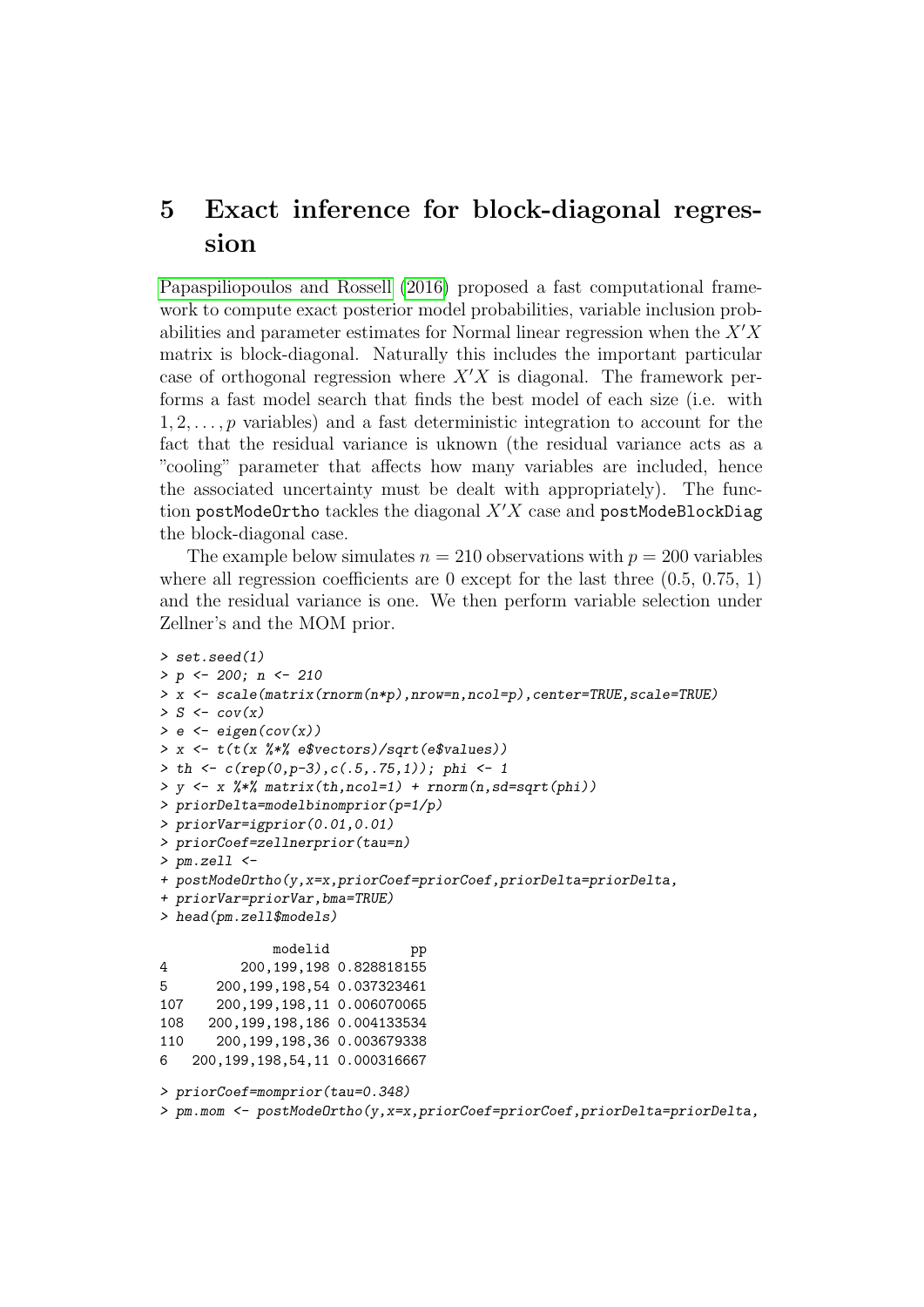# 5 Exact inference for block-diagonal regression

Papaspiliopoulos and Rossell (2016) proposed a fast computational framework to compute exact posterior model probabilities, variable inclusion probabilities and parameter estimates for Normal linear regression when the $X'X$ matrix is block-diagonal. Naturally this includes the important particular case of orthogonal regression where $X'X$ is diagonal. The framework performs a fast model search that finds the best model of each size (i.e. with $1, 2, \ldots, p$ variables) and a fast deterministic integration to account for the fact that the residual variance is uknown (the residual variance acts as a "cooling" parameter that affects how many variables are included, hence the associated uncertainty must be dealt with appropriately). The function `postModeOrtho` tackles the diagonal $X'X$ case and `postModeBlockDiag` the block-diagonal case.

The example below simulates $n = 210$ observations with $p = 200$ variables where all regression coefficients are 0 except for the last three (0.5, 0.75, 1) and the residual variance is one. We then perform variable selection under Zellner's and the MOM prior.

```
> set.seed(1)
> p <- 200; n <- 210
> x <- scale(matrix(rnorm(n*p),nrow=n,ncol=p),center=TRUE,scale=TRUE)
> S <- cov(x)
> e <- eigen(cov(x))
> x <- t(t(x %*% e$vectors)/sqrt(e$values))
> th <- c(rep(0,p-3),c(.5,.75,1)); phi <- 1
> y <- x %*% matrix(th,ncol=1) + rnorm(n,sd=sqrt(phi))
> priorDelta=modelbinomprior(p=1/p)
> priorVar=igprior(0.01,0.01)
> priorCoef=zellnerprior(tau=n)
> pm.zell <-
+ postModeOrtho(y,x=x,priorCoef=priorCoef,priorDelta=priorDelta,
+ priorVar=priorVar,bma=TRUE)
> head(pm.zell$models)

             modelid          pp
4         200,199,198 0.828818155
5      200,199,198,54 0.037323461
107    200,199,198,11 0.006070065
108   200,199,198,186 0.004133534
110    200,199,198,36 0.003679338
6   200,199,198,54,11 0.000316667

> priorCoef=momprior(tau=0.348)
> pm.mom <- postModeOrtho(y,x=x,priorCoef=priorCoef,priorDelta=priorDelta,
```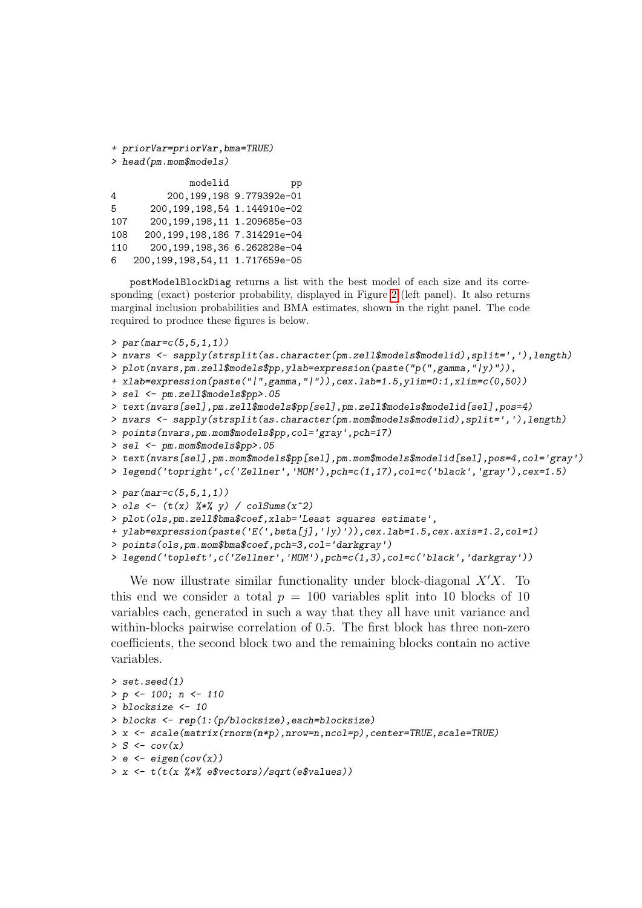```
+ priorVar=priorVar,bma=TRUE)
> head(pm.mom$models)
```

```
             modelid           pp
4         200,199,198 9.779392e-01
5      200,199,198,54 1.144910e-02
107    200,199,198,11 1.209685e-03
108   200,199,198,186 7.314291e-04
110    200,199,198,36 6.262828e-04
6   200,199,198,54,11 1.717659e-05
```

postModelBlockDiag returns a list with the best model of each size and its corresponding (exact) posterior probability, displayed in Figure 2 (left panel). It also returns marginal inclusion probabilities and BMA estimates, shown in the right panel. The code required to produce these figures is below.

```
> par(mar=c(5,5,1,1))
> nvars <- sapply(strsplit(as.character(pm.zell$models$modelid),split=','),length)
> plot(nvars,pm.zell$models$pp,ylab=expression(paste("p(",gamma,"|y)")),
+ xlab=expression(paste("|",gamma,"|")),cex.lab=1.5,ylim=0:1,xlim=c(0,50))
> sel <- pm.zell$models$pp>.05
> text(nvars[sel],pm.zell$models$pp[sel],pm.zell$models$modelid[sel],pos=4)
> nvars <- sapply(strsplit(as.character(pm.mom$models$modelid),split=','),length)
> points(nvars,pm.mom$models$pp,col='gray',pch=17)
> sel <- pm.mom$models$pp>.05
> text(nvars[sel],pm.mom$models$pp[sel],pm.mom$models$modelid[sel],pos=4,col='gray')
> legend('topright',c('Zellner','MOM'),pch=c(1,17),col=c('black','gray'),cex=1.5)
```

```
> par(mar=c(5,5,1,1))
> ols <- (t(x) %*% y) / colSums(x^2)
> plot(ols,pm.zell$bma$coef,xlab='Least squares estimate',
+ ylab=expression(paste('E(',beta[j],'|y)')),cex.lab=1.5,cex.axis=1.2,col=1)
> points(ols,pm.mom$bma$coef,pch=3,col='darkgray')
> legend('topleft',c('Zellner','MOM'),pch=c(1,3),col=c('black','darkgray'))
```

We now illustrate similar functionality under block-diagonal $X'X$. To this end we consider a total $p = 100$ variables split into 10 blocks of 10 variables each, generated in such a way that they all have unit variance and within-blocks pairwise correlation of 0.5. The first block has three non-zero coefficients, the second block two and the remaining blocks contain no active variables.

```
> set.seed(1)
> p <- 100; n <- 110
> blocksize <- 10
> blocks <- rep(1:(p/blocksize),each=blocksize)
> x <- scale(matrix(rnorm(n*p),nrow=n,ncol=p),center=TRUE,scale=TRUE)
> S <- cov(x)
> e <- eigen(cov(x))
> x <- t(t(x %*% e$vectors)/sqrt(e$values))
```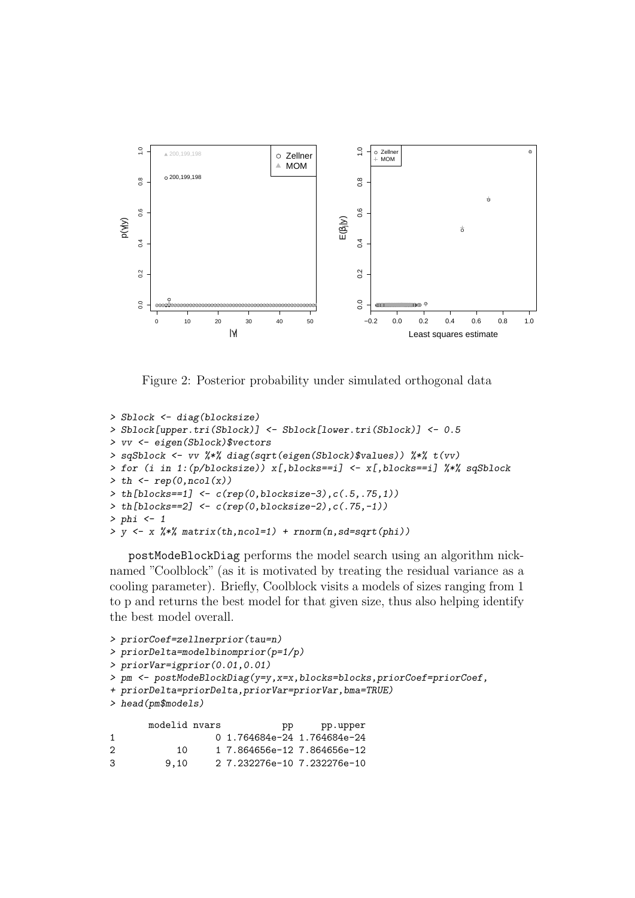Figure 2: Posterior probability under simulated orthogonal data

```
> Sblock <- diag(blocksize)
> Sblock[upper.tri(Sblock)] <- Sblock[lower.tri(Sblock)] <- 0.5
> vv <- eigen(Sblock)$vectors
> sqSblock <- vv %*% diag(sqrt(eigen(Sblock)$values)) %*% t(vv)
> for (i in 1:(p/blocksize)) x[,blocks==i] <- x[,blocks==i] %*% sqSblock
> th <- rep(0,ncol(x))
> th[blocks==1] <- c(rep(0,blocksize-3),c(.5,.75,1))
> th[blocks==2] <- c(rep(0,blocksize-2),c(.75,-1))
> phi <- 1
> y <- x %*% matrix(th,ncol=1) + rnorm(n,sd=sqrt(phi))
```

postModeBlockDiag performs the model search using an algorithm nicknamed "Coolblock" (as it is motivated by treating the residual variance as a cooling parameter). Briefly, Coolblock visits a models of sizes ranging from 1 to p and returns the best model for that given size, thus also helping identify the best model overall.

```
> priorCoef=zellnerprior(tau=n)
> priorDelta=modelbinomprior(p=1/p)
> priorVar=igprior(0.01,0.01)
> pm <- postModeBlockDiag(y=y,x=x,blocks=blocks,priorCoef=priorCoef,
+ priorDelta=priorDelta,priorVar=priorVar,bma=TRUE)
> head(pm$models)

  modelid nvars           pp     pp.upper
1             0 1.764684e-24 1.764684e-24
2      10     1 7.864656e-12 7.864656e-12
3    9,10     2 7.232276e-10 7.232276e-10
```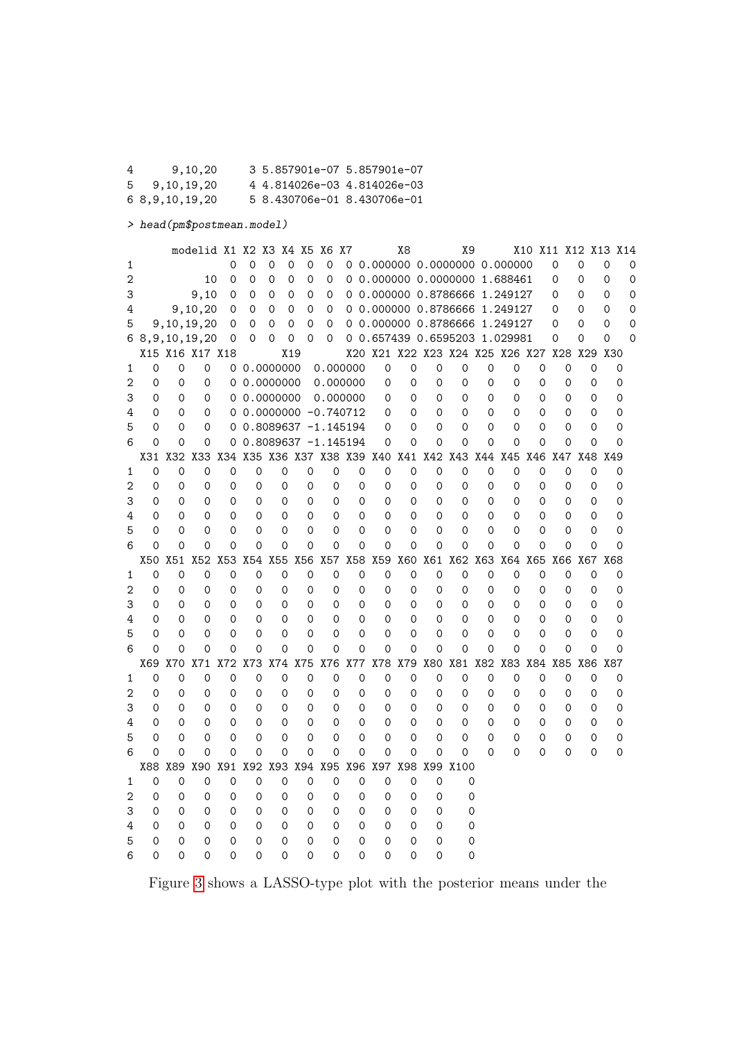```
4      9,10,20     3 5.857901e-07 5.857901e-07
5   9,10,19,20     4 4.814026e-03 4.814026e-03
6 8,9,10,19,20     5 8.430706e-01 8.430706e-01
```

```
> head(pm$postmean.model)
```

```
       modelid X1 X2 X3 X4 X5 X6 X7       X8        X9      X10 X11 X12 X13 X14
1               0  0  0  0  0  0  0 0.000000 0.0000000 0.000000   0   0   0   0
2           10  0  0  0  0  0  0  0 0.000000 0.0000000 1.688461   0   0   0   0
3         9,10  0  0  0  0  0  0  0 0.000000 0.8786666 1.249127   0   0   0   0
4      9,10,20  0  0  0  0  0  0  0 0.000000 0.8786666 1.249127   0   0   0   0
5   9,10,19,20  0  0  0  0  0  0  0 0.000000 0.8786666 1.249127   0   0   0   0
6 8,9,10,19,20  0  0  0  0  0  0  0 0.657439 0.6595203 1.029981   0   0   0   0
  X15 X16 X17 X18       X19       X20 X21 X22 X23 X24 X25 X26 X27 X28 X29 X30
1   0   0   0   0 0.0000000  0.000000   0   0   0   0   0   0   0   0   0   0
2   0   0   0   0 0.0000000  0.000000   0   0   0   0   0   0   0   0   0   0
3   0   0   0   0 0.0000000  0.000000   0   0   0   0   0   0   0   0   0   0
4   0   0   0   0 0.0000000 -0.740712   0   0   0   0   0   0   0   0   0   0
5   0   0   0   0 0.8089637 -1.145194   0   0   0   0   0   0   0   0   0   0
6   0   0   0   0 0.8089637 -1.145194   0   0   0   0   0   0   0   0   0   0
  X31 X32 X33 X34 X35 X36 X37 X38 X39 X40 X41 X42 X43 X44 X45 X46 X47 X48 X49
1   0   0   0   0   0   0   0   0   0   0   0   0   0   0   0   0   0   0   0
2   0   0   0   0   0   0   0   0   0   0   0   0   0   0   0   0   0   0   0
3   0   0   0   0   0   0   0   0   0   0   0   0   0   0   0   0   0   0   0
4   0   0   0   0   0   0   0   0   0   0   0   0   0   0   0   0   0   0   0
5   0   0   0   0   0   0   0   0   0   0   0   0   0   0   0   0   0   0   0
6   0   0   0   0   0   0   0   0   0   0   0   0   0   0   0   0   0   0   0
  X50 X51 X52 X53 X54 X55 X56 X57 X58 X59 X60 X61 X62 X63 X64 X65 X66 X67 X68
1   0   0   0   0   0   0   0   0   0   0   0   0   0   0   0   0   0   0   0
2   0   0   0   0   0   0   0   0   0   0   0   0   0   0   0   0   0   0   0
3   0   0   0   0   0   0   0   0   0   0   0   0   0   0   0   0   0   0   0
4   0   0   0   0   0   0   0   0   0   0   0   0   0   0   0   0   0   0   0
5   0   0   0   0   0   0   0   0   0   0   0   0   0   0   0   0   0   0   0
6   0   0   0   0   0   0   0   0   0   0   0   0   0   0   0   0   0   0   0
  X69 X70 X71 X72 X73 X74 X75 X76 X77 X78 X79 X80 X81 X82 X83 X84 X85 X86 X87
1   0   0   0   0   0   0   0   0   0   0   0   0   0   0   0   0   0   0   0
2   0   0   0   0   0   0   0   0   0   0   0   0   0   0   0   0   0   0   0
3   0   0   0   0   0   0   0   0   0   0   0   0   0   0   0   0   0   0   0
4   0   0   0   0   0   0   0   0   0   0   0   0   0   0   0   0   0   0   0
5   0   0   0   0   0   0   0   0   0   0   0   0   0   0   0   0   0   0   0
6   0   0   0   0   0   0   0   0   0   0   0   0   0   0   0   0   0   0   0
  X88 X89 X90 X91 X92 X93 X94 X95 X96 X97 X98 X99 X100
1   0   0   0   0   0   0   0   0   0   0   0   0    0
2   0   0   0   0   0   0   0   0   0   0   0   0    0
3   0   0   0   0   0   0   0   0   0   0   0   0    0
4   0   0   0   0   0   0   0   0   0   0   0   0    0
5   0   0   0   0   0   0   0   0   0   0   0   0    0
6   0   0   0   0   0   0   0   0   0   0   0   0    0
```

Figure 3 shows a LASSO-type plot with the posterior means under the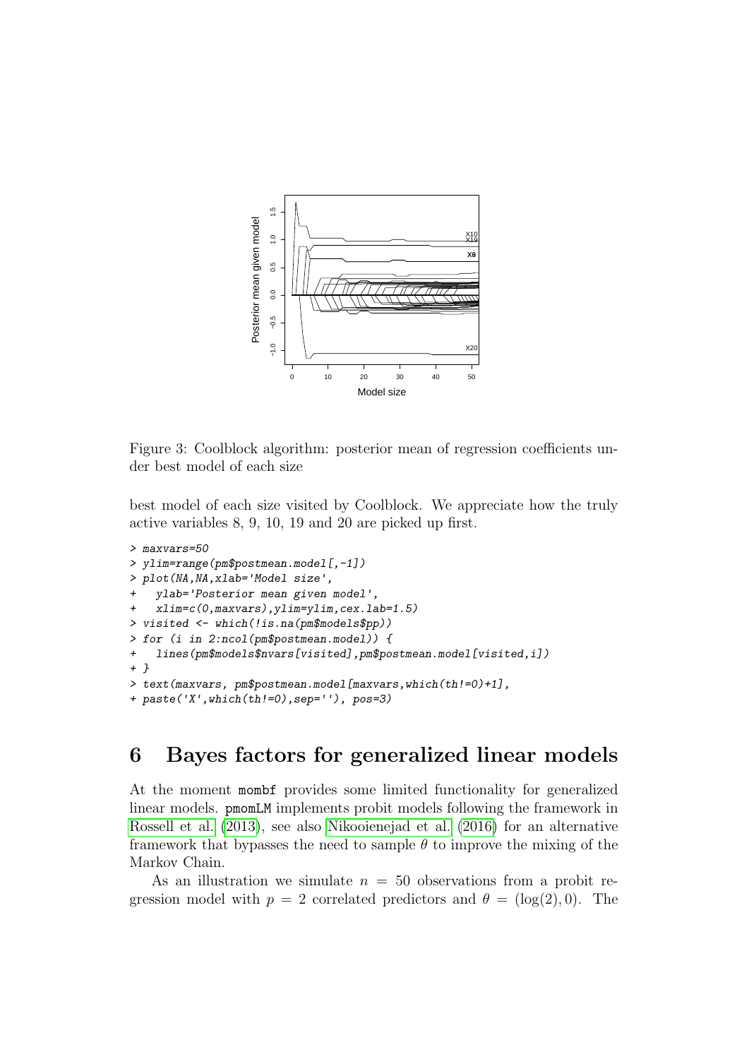Figure 3: Coolblock algorithm: posterior mean of regression coefficients under best model of each size

best model of each size visited by Coolblock. We appreciate how the truly active variables 8, 9, 10, 19 and 20 are picked up first.

```
> maxvars=50
> ylim=range(pm$postmean.model[,-1])
> plot(NA,NA,xlab='Model size',
+   ylab='Posterior mean given model',
+   xlim=c(0,maxvars),ylim=ylim,cex.lab=1.5)
> visited <- which(!is.na(pm$models$pp))
> for (i in 2:ncol(pm$postmean.model)) {
+   lines(pm$models$nvars[visited],pm$postmean.model[visited,i])
+ }
> text(maxvars, pm$postmean.model[maxvars,which(th!=0)+1],
+ paste('X',which(th!=0),sep=''), pos=3)
```

# 6 Bayes factors for generalized linear models

At the moment mombf provides some limited functionality for generalized linear models. pmomLM implements probit models following the framework in Rossell et al. (2013), see also Nikooienejad et al. (2016) for an alternative framework that bypasses the need to sample $\theta$ to improve the mixing of the Markov Chain.

As an illustration we simulate $n = 50$ observations from a probit regression model with $p = 2$ correlated predictors and $\theta = (\log(2), 0)$. The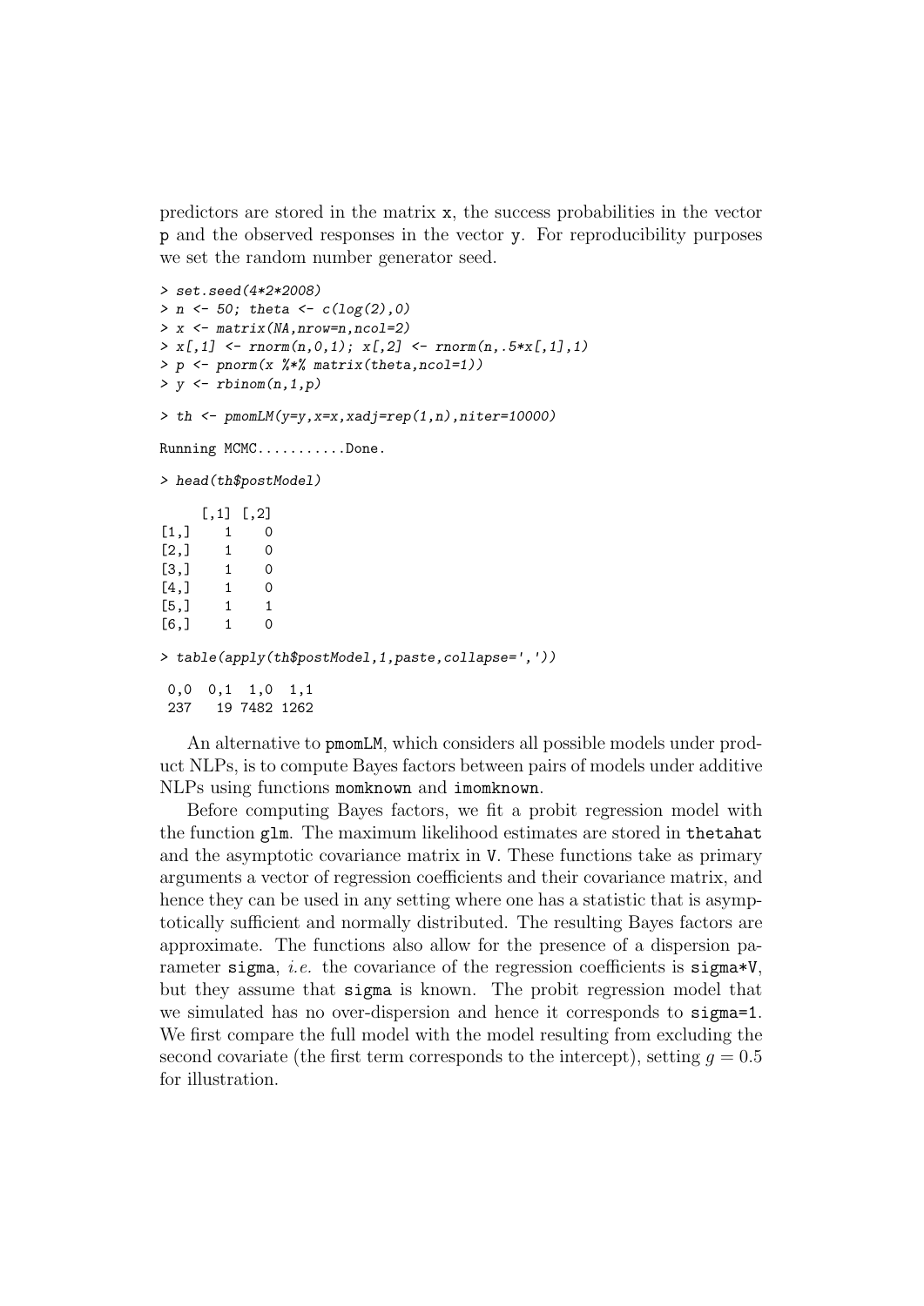predictors are stored in the matrix `x`, the success probabilities in the vector `p` and the observed responses in the vector `y`. For reproducibility purposes we set the random number generator seed.

```
> set.seed(4*2*2008)
> n <- 50; theta <- c(log(2),0)
> x <- matrix(NA,nrow=n,ncol=2)
> x[,1] <- rnorm(n,0,1); x[,2] <- rnorm(n,.5*x[,1],1)
> p <- pnorm(x %*% matrix(theta,ncol=1))
> y <- rbinom(n,1,p)

> th <- pmomLM(y=y,x=x,xadj=rep(1,n),niter=10000)

Running MCMC..........Done.

> head(th$postModel)

     [,1] [,2]
[1,]    1    0
[2,]    1    0
[3,]    1    0
[4,]    1    0
[5,]    1    1
[6,]    1    0

> table(apply(th$postModel,1,paste,collapse=','))

 0,0  0,1  1,0  1,1
 237   19 7482 1262
```

An alternative to `pmomLM`, which considers all possible models under product NLPs, is to compute Bayes factors between pairs of models under additive NLPs using functions `momknown` and `imomknown`.

Before computing Bayes factors, we fit a probit regression model with the function `glm`. The maximum likelihood estimates are stored in `thetahat` and the asymptotic covariance matrix in `V`. These functions take as primary arguments a vector of regression coefficients and their covariance matrix, and hence they can be used in any setting where one has a statistic that is asymptotically sufficient and normally distributed. The resulting Bayes factors are approximate. The functions also allow for the presence of a dispersion parameter `sigma`, *i.e.* the covariance of the regression coefficients is `sigma*V`, but they assume that `sigma` is known. The probit regression model that we simulated has no over-dispersion and hence it corresponds to `sigma=1`. We first compare the full model with the model resulting from excluding the second covariate (the first term corresponds to the intercept), setting $g = 0.5$ for illustration.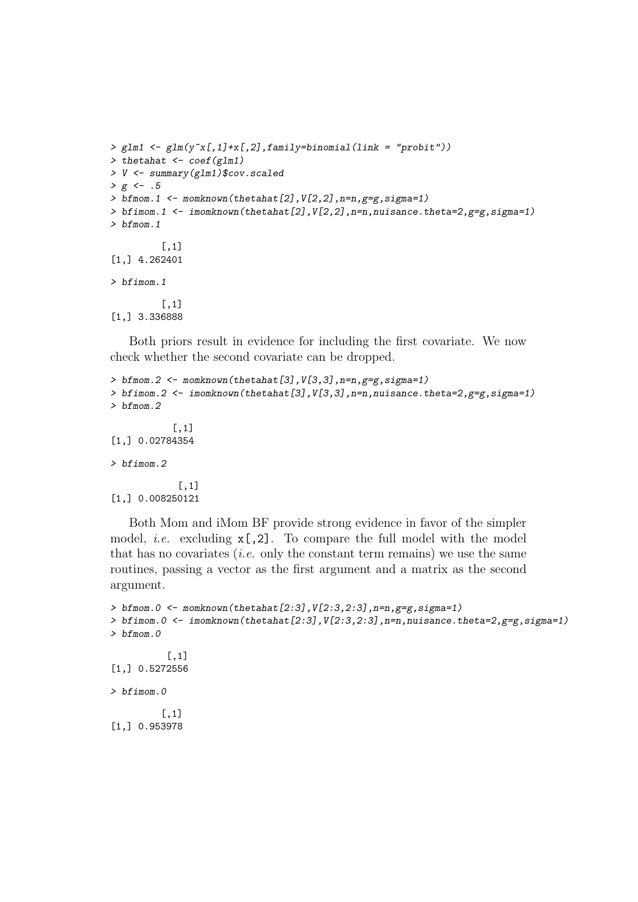```
> glm1 <- glm(y~x[,1]+x[,2],family=binomial(link = "probit"))
> thetahat <- coef(glm1)
> V <- summary(glm1)$cov.scaled
> g <- .5
> bfmom.1 <- momknown(thetahat[2],V[2,2],n=n,g=g,sigma=1)
> bfimom.1 <- imomknown(thetahat[2],V[2,2],n=n,nuisance.theta=2,g=g,sigma=1)
> bfmom.1

         [,1]
[1,] 4.262401

> bfimom.1

         [,1]
[1,] 3.336888
```

Both priors result in evidence for including the first covariate. We now check whether the second covariate can be dropped.

```
> bfmom.2 <- momknown(thetahat[3],V[3,3],n=n,g=g,sigma=1)
> bfimom.2 <- imomknown(thetahat[3],V[3,3],n=n,nuisance.theta=2,g=g,sigma=1)
> bfmom.2

           [,1]
[1,] 0.02784354

> bfimom.2

            [,1]
[1,] 0.008250121
```

Both Mom and iMom BF provide strong evidence in favor of the simpler model, *i.e.* excluding `x[,2]`. To compare the full model with the model that has no covariates (*i.e.* only the constant term remains) we use the same routines, passing a vector as the first argument and a matrix as the second argument.

```
> bfmom.0 <- momknown(thetahat[2:3],V[2:3,2:3],n=n,g=g,sigma=1)
> bfimom.0 <- imomknown(thetahat[2:3],V[2:3,2:3],n=n,nuisance.theta=2,g=g,sigma=1)
> bfmom.0

          [,1]
[1,] 0.5272556

> bfimom.0

         [,1]
[1,] 0.953978
```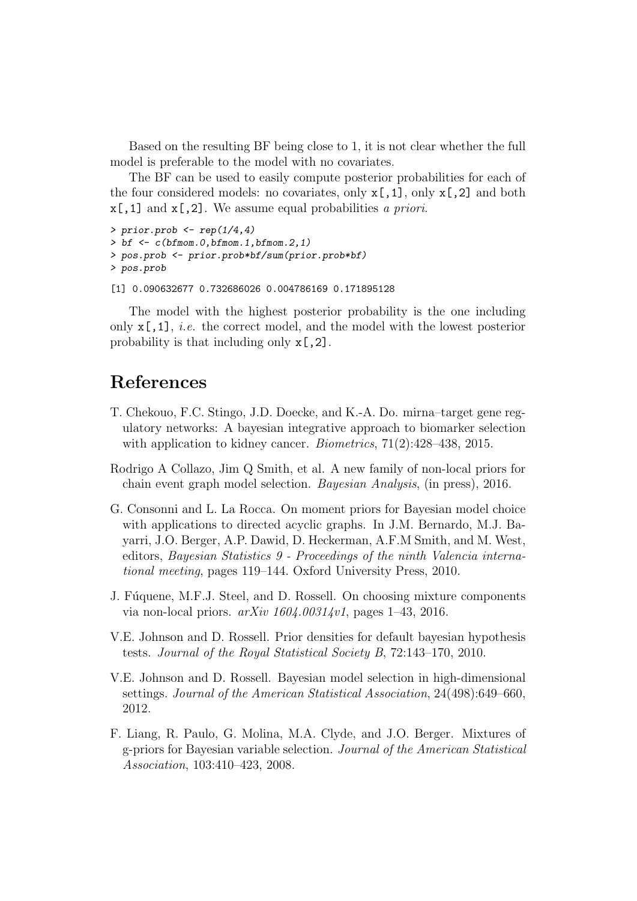Based on the resulting BF being close to 1, it is not clear whether the full model is preferable to the model with no covariates.

The BF can be used to easily compute posterior probabilities for each of the four considered models: no covariates, only `x[,1]`, only `x[,2]` and both `x[,1]` and `x[,2]`. We assume equal probabilities *a priori*.

```
> prior.prob <- rep(1/4,4)
> bf <- c(bfmom.0,bfmom.1,bfmom.2,1)
> pos.prob <- prior.prob*bf/sum(prior.prob*bf)
> pos.prob
```

```
[1] 0.090632677 0.732686026 0.004786169 0.171895128
```

The model with the highest posterior probability is the one including only `x[,1]`, *i.e.* the correct model, and the model with the lowest posterior probability is that including only `x[,2]`.

# References

T. Chekouo, F.C. Stingo, J.D. Doecke, and K.-A. Do. mirna–target gene regulatory networks: A bayesian integrative approach to biomarker selection with application to kidney cancer. *Biometrics*, 71(2):428–438, 2015.

Rodrigo A Collazo, Jim Q Smith, et al. A new family of non-local priors for chain event graph model selection. *Bayesian Analysis*, (in press), 2016.

G. Consonni and L. La Rocca. On moment priors for Bayesian model choice with applications to directed acyclic graphs. In J.M. Bernardo, M.J. Bayarri, J.O. Berger, A.P. Dawid, D. Heckerman, A.F.M Smith, and M. West, editors, *Bayesian Statistics 9 - Proceedings of the ninth Valencia international meeting*, pages 119–144. Oxford University Press, 2010.

J. Fúquene, M.F.J. Steel, and D. Rossell. On choosing mixture components via non-local priors. *arXiv 1604.00314v1*, pages 1–43, 2016.

V.E. Johnson and D. Rossell. Prior densities for default bayesian hypothesis tests. *Journal of the Royal Statistical Society B*, 72:143–170, 2010.

V.E. Johnson and D. Rossell. Bayesian model selection in high-dimensional settings. *Journal of the American Statistical Association*, 24(498):649–660, 2012.

F. Liang, R. Paulo, G. Molina, M.A. Clyde, and J.O. Berger. Mixtures of g-priors for Bayesian variable selection. *Journal of the American Statistical Association*, 103:410–423, 2008.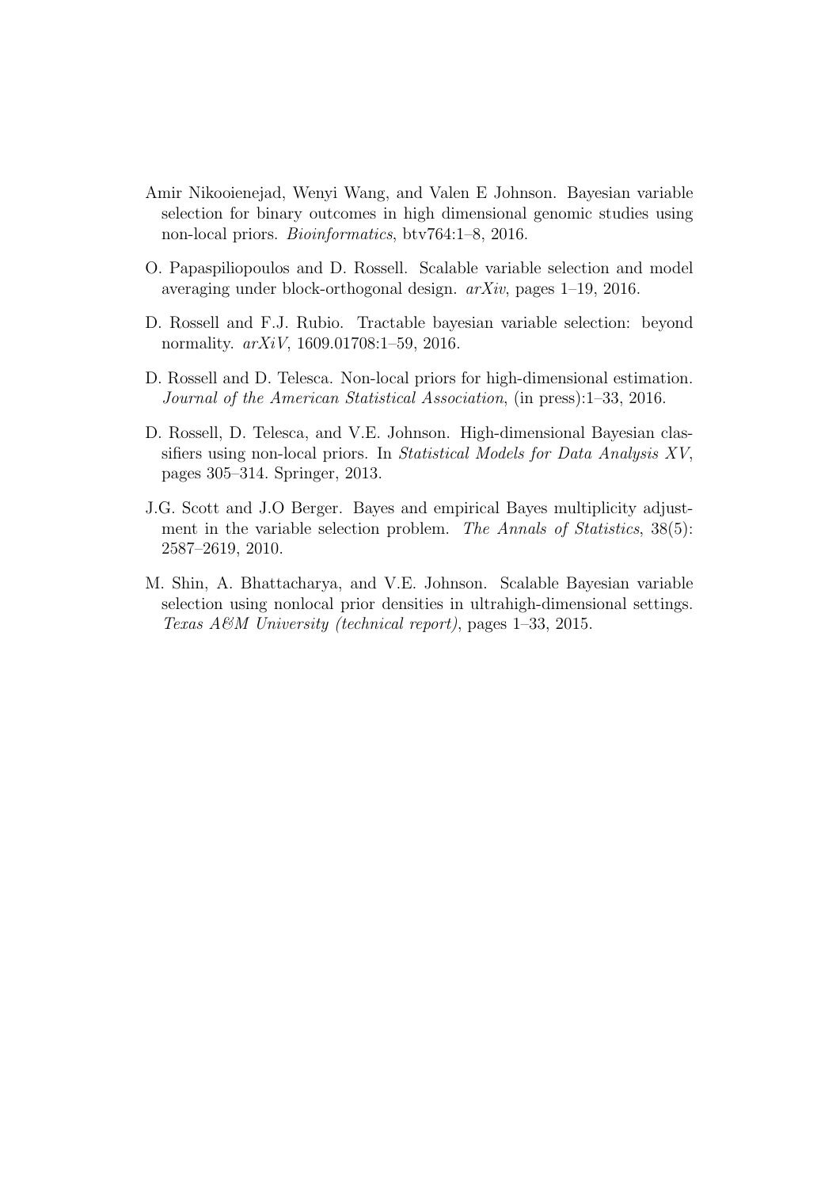Amir Nikooienejad, Wenyi Wang, and Valen E Johnson. Bayesian variable selection for binary outcomes in high dimensional genomic studies using non-local priors. *Bioinformatics*, btv764:1–8, 2016.

O. Papaspiliopoulos and D. Rossell. Scalable variable selection and model averaging under block-orthogonal design. *arXiv*, pages 1–19, 2016.

D. Rossell and F.J. Rubio. Tractable bayesian variable selection: beyond normality. *arXiV*, 1609.01708:1–59, 2016.

D. Rossell and D. Telesca. Non-local priors for high-dimensional estimation. *Journal of the American Statistical Association*, (in press):1–33, 2016.

D. Rossell, D. Telesca, and V.E. Johnson. High-dimensional Bayesian classifiers using non-local priors. In *Statistical Models for Data Analysis XV*, pages 305–314. Springer, 2013.

J.G. Scott and J.O Berger. Bayes and empirical Bayes multiplicity adjustment in the variable selection problem. *The Annals of Statistics*, 38(5): 2587–2619, 2010.

M. Shin, A. Bhattacharya, and V.E. Johnson. Scalable Bayesian variable selection using nonlocal prior densities in ultrahigh-dimensional settings. *Texas A&M University (technical report)*, pages 1–33, 2015.